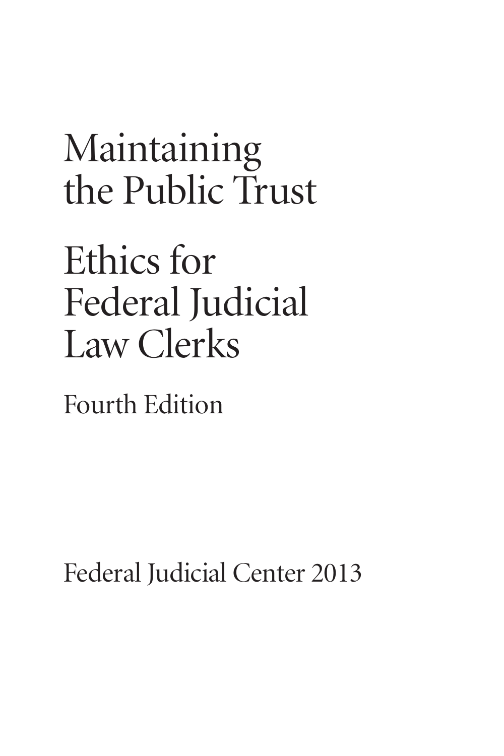# Maintaining the Public Trust

# Ethics for Federal Judicial Law Clerks

Fourth Edition

Federal Judicial Center 2013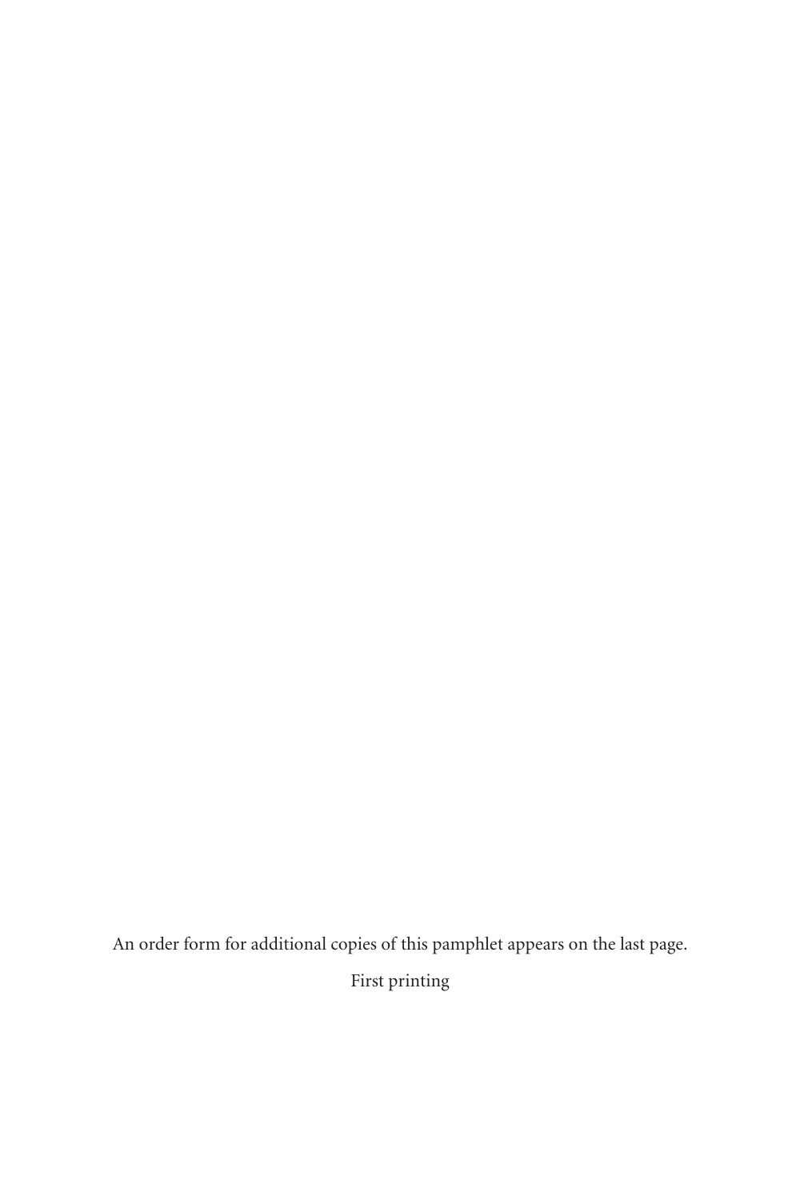An order form for additional copies of this pamphlet appears on the last page.

First printing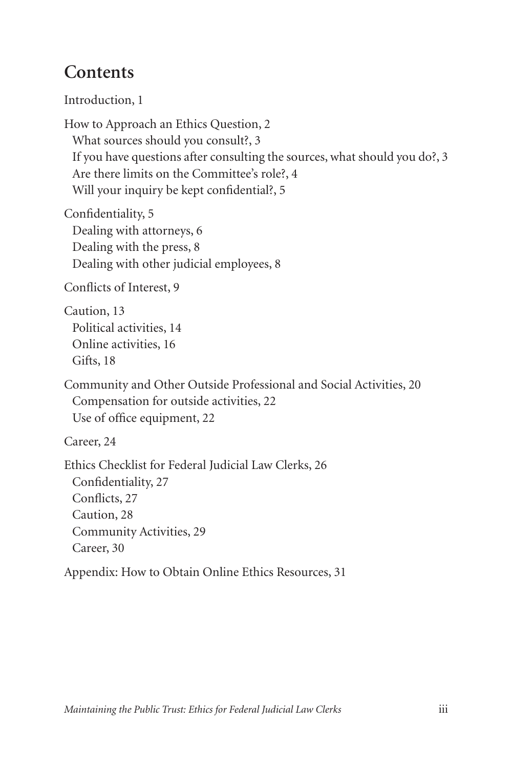## Contents

Introduction, 1

How to Approach an Ethics Question, 2
- What sources should you consult?, 3
- If you have questions after consulting the sources, what should you do?, 3
- Are there limits on the Committee's role?, 4
- Will your inquiry be kept confidential?, 5

Confidentiality, 5
- Dealing with attorneys, 6
- Dealing with the press, 8
- Dealing with other judicial employees, 8

Conflicts of Interest, 9

Caution, 13
- Political activities, 14
- Online activities, 16
- Gifts, 18

Community and Other Outside Professional and Social Activities, 20
- Compensation for outside activities, 22
- Use of office equipment, 22

Career, 24

Ethics Checklist for Federal Judicial Law Clerks, 26
- Confidentiality, 27
- Conflicts, 27
- Caution, 28
- Community Activities, 29
- Career, 30

Appendix: How to Obtain Online Ethics Resources, 31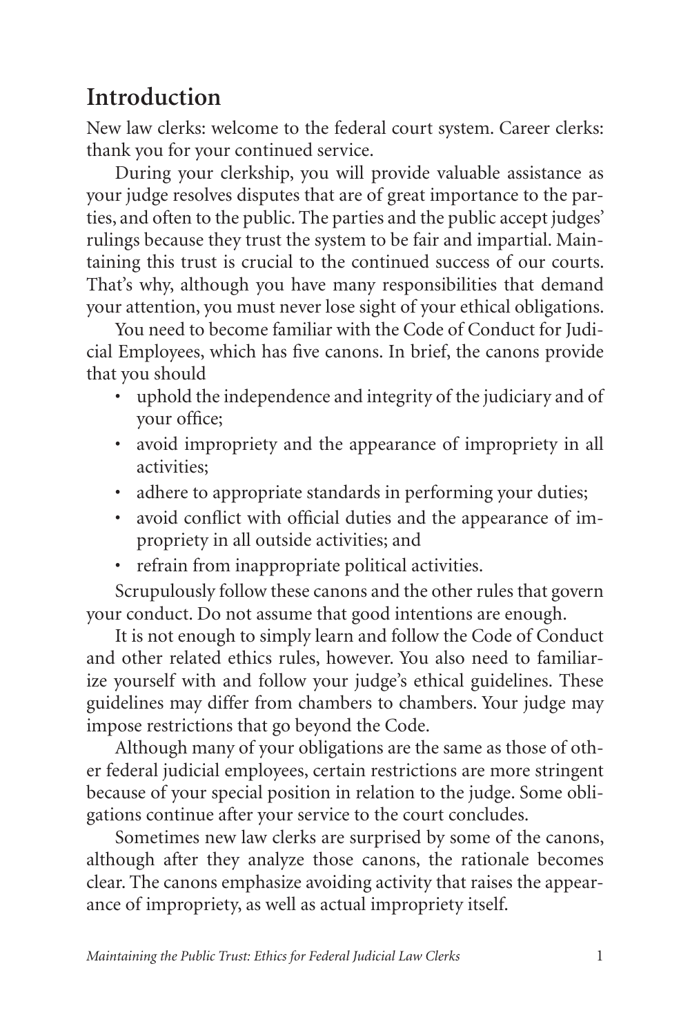## Introduction

New law clerks: welcome to the federal court system. Career clerks: thank you for your continued service.

During your clerkship, you will provide valuable assistance as your judge resolves disputes that are of great importance to the parties, and often to the public. The parties and the public accept judges' rulings because they trust the system to be fair and impartial. Maintaining this trust is crucial to the continued success of our courts. That's why, although you have many responsibilities that demand your attention, you must never lose sight of your ethical obligations.

You need to become familiar with the Code of Conduct for Judicial Employees, which has five canons. In brief, the canons provide that you should

- uphold the independence and integrity of the judiciary and of your office;
- avoid impropriety and the appearance of impropriety in all activities;
- adhere to appropriate standards in performing your duties;
- avoid conflict with official duties and the appearance of impropriety in all outside activities; and
- refrain from inappropriate political activities.

Scrupulously follow these canons and the other rules that govern your conduct. Do not assume that good intentions are enough.

It is not enough to simply learn and follow the Code of Conduct and other related ethics rules, however. You also need to familiarize yourself with and follow your judge's ethical guidelines. These guidelines may differ from chambers to chambers. Your judge may impose restrictions that go beyond the Code.

Although many of your obligations are the same as those of other federal judicial employees, certain restrictions are more stringent because of your special position in relation to the judge. Some obligations continue after your service to the court concludes.

Sometimes new law clerks are surprised by some of the canons, although after they analyze those canons, the rationale becomes clear. The canons emphasize avoiding activity that raises the appearance of impropriety, as well as actual impropriety itself.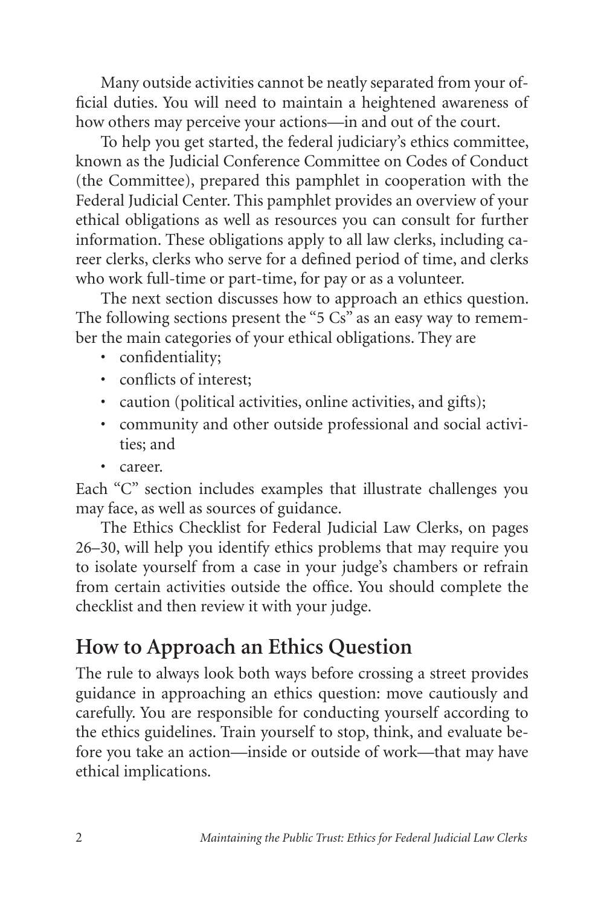Many outside activities cannot be neatly separated from your official duties. You will need to maintain a heightened awareness of how others may perceive your actions—in and out of the court.

To help you get started, the federal judiciary's ethics committee, known as the Judicial Conference Committee on Codes of Conduct (the Committee), prepared this pamphlet in cooperation with the Federal Judicial Center. This pamphlet provides an overview of your ethical obligations as well as resources you can consult for further information. These obligations apply to all law clerks, including career clerks, clerks who serve for a defined period of time, and clerks who work full-time or part-time, for pay or as a volunteer.

The next section discusses how to approach an ethics question. The following sections present the "5 Cs" as an easy way to remember the main categories of your ethical obligations. They are

- confidentiality;
- conflicts of interest;
- caution (political activities, online activities, and gifts);
- community and other outside professional and social activities; and
- career.

Each "C" section includes examples that illustrate challenges you may face, as well as sources of guidance.

The Ethics Checklist for Federal Judicial Law Clerks, on pages 26–30, will help you identify ethics problems that may require you to isolate yourself from a case in your judge's chambers or refrain from certain activities outside the office. You should complete the checklist and then review it with your judge.

## How to Approach an Ethics Question

The rule to always look both ways before crossing a street provides guidance in approaching an ethics question: move cautiously and carefully. You are responsible for conducting yourself according to the ethics guidelines. Train yourself to stop, think, and evaluate before you take an action—inside or outside of work—that may have ethical implications.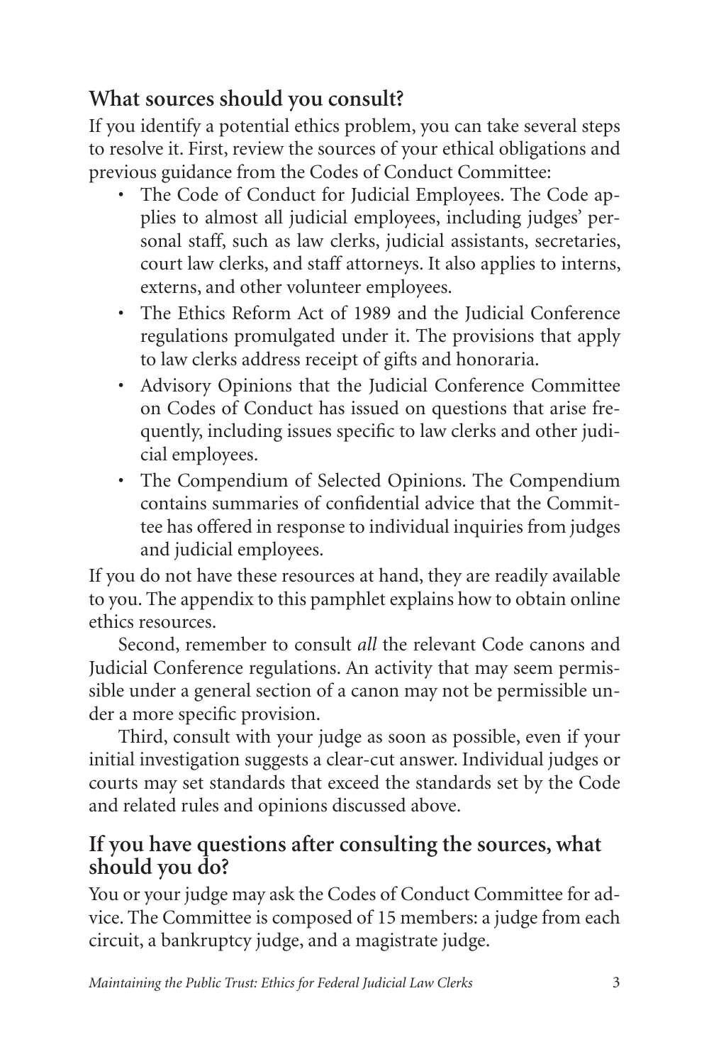## What sources should you consult?

If you identify a potential ethics problem, you can take several steps to resolve it. First, review the sources of your ethical obligations and previous guidance from the Codes of Conduct Committee:

- The Code of Conduct for Judicial Employees. The Code applies to almost all judicial employees, including judges' personal staff, such as law clerks, judicial assistants, secretaries, court law clerks, and staff attorneys. It also applies to interns, externs, and other volunteer employees.
- The Ethics Reform Act of 1989 and the Judicial Conference regulations promulgated under it. The provisions that apply to law clerks address receipt of gifts and honoraria.
- Advisory Opinions that the Judicial Conference Committee on Codes of Conduct has issued on questions that arise frequently, including issues specific to law clerks and other judicial employees.
- The Compendium of Selected Opinions. The Compendium contains summaries of confidential advice that the Committee has offered in response to individual inquiries from judges and judicial employees.

If you do not have these resources at hand, they are readily available to you. The appendix to this pamphlet explains how to obtain online ethics resources.

Second, remember to consult *all* the relevant Code canons and Judicial Conference regulations. An activity that may seem permissible under a general section of a canon may not be permissible under a more specific provision.

Third, consult with your judge as soon as possible, even if your initial investigation suggests a clear-cut answer. Individual judges or courts may set standards that exceed the standards set by the Code and related rules and opinions discussed above.

## If you have questions after consulting the sources, what should you do?

You or your judge may ask the Codes of Conduct Committee for advice. The Committee is composed of 15 members: a judge from each circuit, a bankruptcy judge, and a magistrate judge.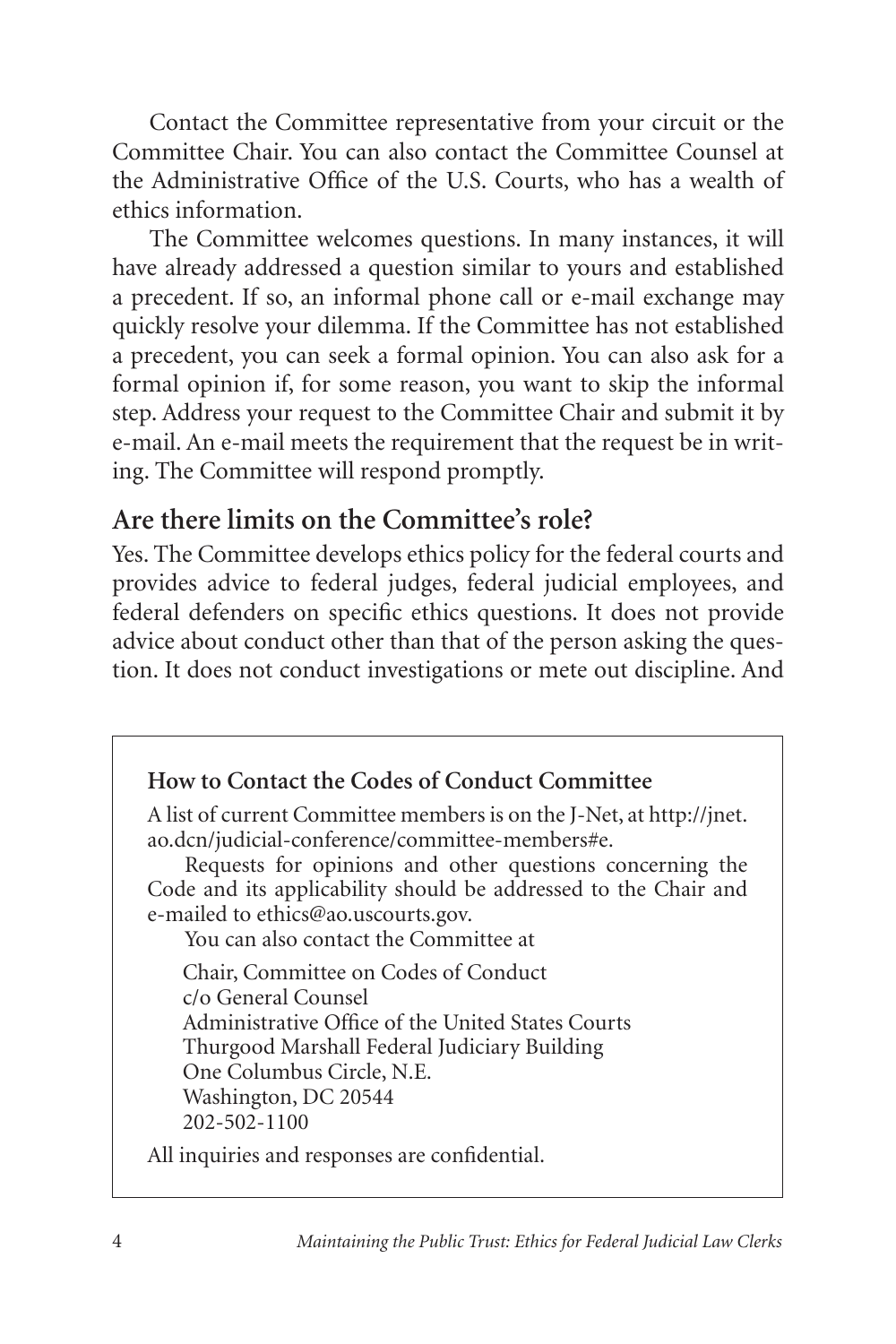Contact the Committee representative from your circuit or the Committee Chair. You can also contact the Committee Counsel at the Administrative Office of the U.S. Courts, who has a wealth of ethics information.

The Committee welcomes questions. In many instances, it will have already addressed a question similar to yours and established a precedent. If so, an informal phone call or e-mail exchange may quickly resolve your dilemma. If the Committee has not established a precedent, you can seek a formal opinion. You can also ask for a formal opinion if, for some reason, you want to skip the informal step. Address your request to the Committee Chair and submit it by e-mail. An e-mail meets the requirement that the request be in writing. The Committee will respond promptly.

## Are there limits on the Committee's role?

Yes. The Committee develops ethics policy for the federal courts and provides advice to federal judges, federal judicial employees, and federal defenders on specific ethics questions. It does not provide advice about conduct other than that of the person asking the question. It does not conduct investigations or mete out discipline. And

> **How to Contact the Codes of Conduct Committee**
>
> A list of current Committee members is on the J-Net, at http://jnet.ao.dcn/judicial-conference/committee-members#e.
>
> Requests for opinions and other questions concerning the Code and its applicability should be addressed to the Chair and e-mailed to ethics@ao.uscourts.gov.
>
> You can also contact the Committee at
>
> Chair, Committee on Codes of Conduct
> c/o General Counsel
> Administrative Office of the United States Courts
> Thurgood Marshall Federal Judiciary Building
> One Columbus Circle, N.E.
> Washington, DC 20544
> 202-502-1100
>
> All inquiries and responses are confidential.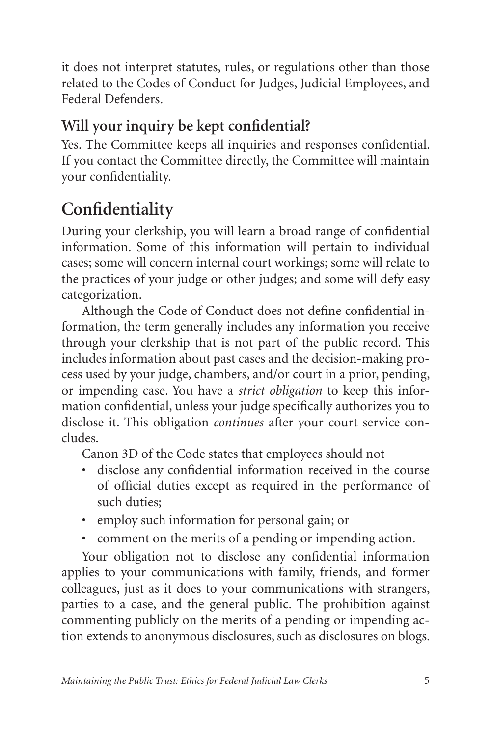it does not interpret statutes, rules, or regulations other than those related to the Codes of Conduct for Judges, Judicial Employees, and Federal Defenders.

### Will your inquiry be kept confidential?

Yes. The Committee keeps all inquiries and responses confidential. If you contact the Committee directly, the Committee will maintain your confidentiality.

## Confidentiality

During your clerkship, you will learn a broad range of confidential information. Some of this information will pertain to individual cases; some will concern internal court workings; some will relate to the practices of your judge or other judges; and some will defy easy categorization.

Although the Code of Conduct does not define confidential information, the term generally includes any information you receive through your clerkship that is not part of the public record. This includes information about past cases and the decision-making process used by your judge, chambers, and/or court in a prior, pending, or impending case. You have a *strict obligation* to keep this information confidential, unless your judge specifically authorizes you to disclose it. This obligation *continues* after your court service concludes.

Canon 3D of the Code states that employees should not

- disclose any confidential information received in the course of official duties except as required in the performance of such duties;
- employ such information for personal gain; or
- comment on the merits of a pending or impending action.

Your obligation not to disclose any confidential information applies to your communications with family, friends, and former colleagues, just as it does to your communications with strangers, parties to a case, and the general public. The prohibition against commenting publicly on the merits of a pending or impending action extends to anonymous disclosures, such as disclosures on blogs.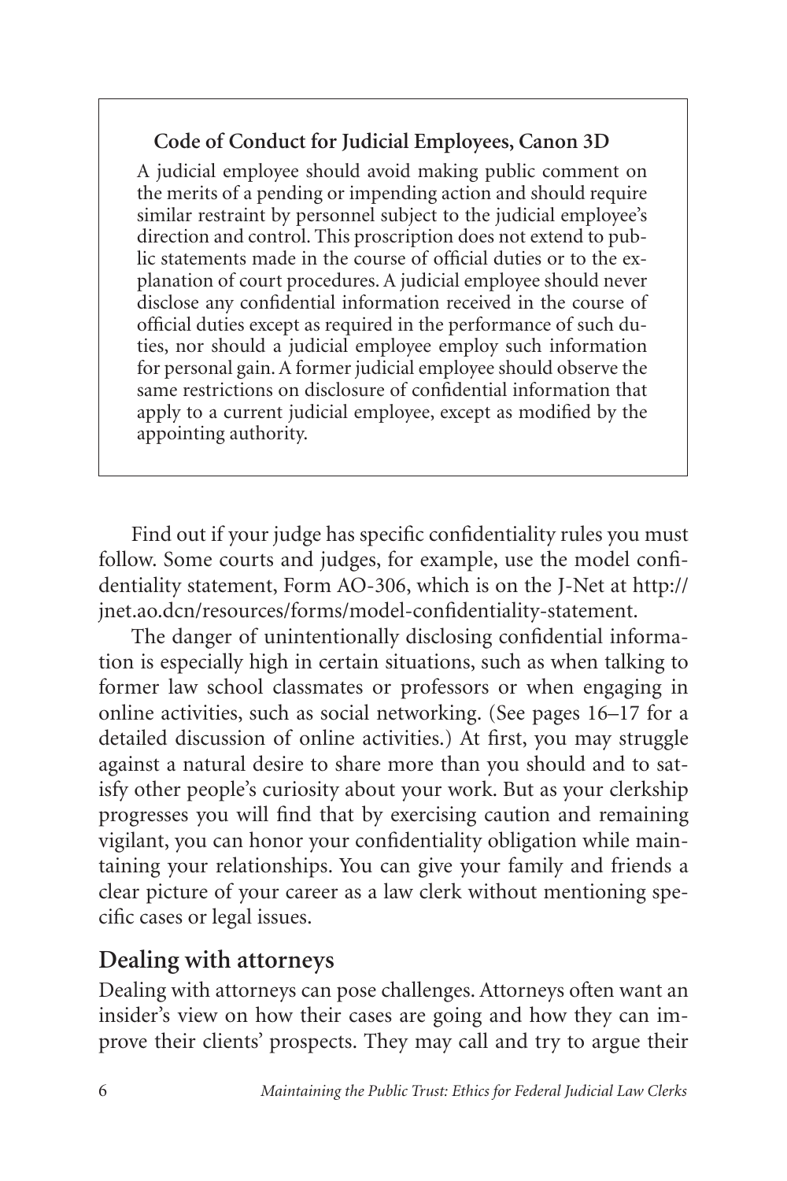> **Code of Conduct for Judicial Employees, Canon 3D**
>
> A judicial employee should avoid making public comment on the merits of a pending or impending action and should require similar restraint by personnel subject to the judicial employee's direction and control. This proscription does not extend to public statements made in the course of official duties or to the explanation of court procedures. A judicial employee should never disclose any confidential information received in the course of official duties except as required in the performance of such duties, nor should a judicial employee employ such information for personal gain. A former judicial employee should observe the same restrictions on disclosure of confidential information that apply to a current judicial employee, except as modified by the appointing authority.

Find out if your judge has specific confidentiality rules you must follow. Some courts and judges, for example, use the model confidentiality statement, Form AO-306, which is on the J-Net at http://jnet.ao.dcn/resources/forms/model-confidentiality-statement.

The danger of unintentionally disclosing confidential information is especially high in certain situations, such as when talking to former law school classmates or professors or when engaging in online activities, such as social networking. (See pages 16–17 for a detailed discussion of online activities.) At first, you may struggle against a natural desire to share more than you should and to satisfy other people's curiosity about your work. But as your clerkship progresses you will find that by exercising caution and remaining vigilant, you can honor your confidentiality obligation while maintaining your relationships. You can give your family and friends a clear picture of your career as a law clerk without mentioning specific cases or legal issues.

## Dealing with attorneys

Dealing with attorneys can pose challenges. Attorneys often want an insider's view on how their cases are going and how they can improve their clients' prospects. They may call and try to argue their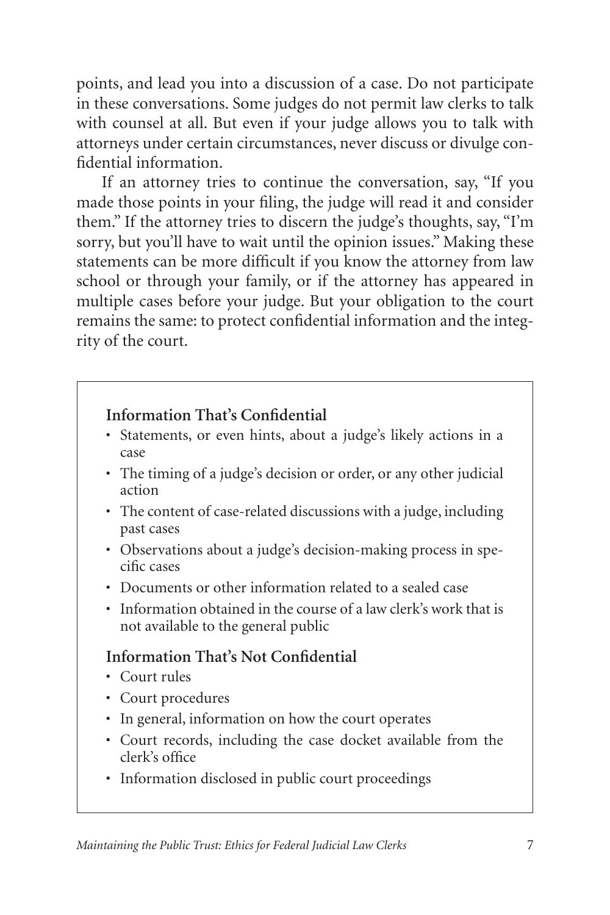points, and lead you into a discussion of a case. Do not participate in these conversations. Some judges do not permit law clerks to talk with counsel at all. But even if your judge allows you to talk with attorneys under certain circumstances, never discuss or divulge confidential information.

If an attorney tries to continue the conversation, say, "If you made those points in your filing, the judge will read it and consider them." If the attorney tries to discern the judge's thoughts, say, "I'm sorry, but you'll have to wait until the opinion issues." Making these statements can be more difficult if you know the attorney from law school or through your family, or if the attorney has appeared in multiple cases before your judge. But your obligation to the court remains the same: to protect confidential information and the integrity of the court.

**Information That's Confidential**

- Statements, or even hints, about a judge's likely actions in a case
- The timing of a judge's decision or order, or any other judicial action
- The content of case-related discussions with a judge, including past cases
- Observations about a judge's decision-making process in specific cases
- Documents or other information related to a sealed case
- Information obtained in the course of a law clerk's work that is not available to the general public

**Information That's Not Confidential**

- Court rules
- Court procedures
- In general, information on how the court operates
- Court records, including the case docket available from the clerk's office
- Information disclosed in public court proceedings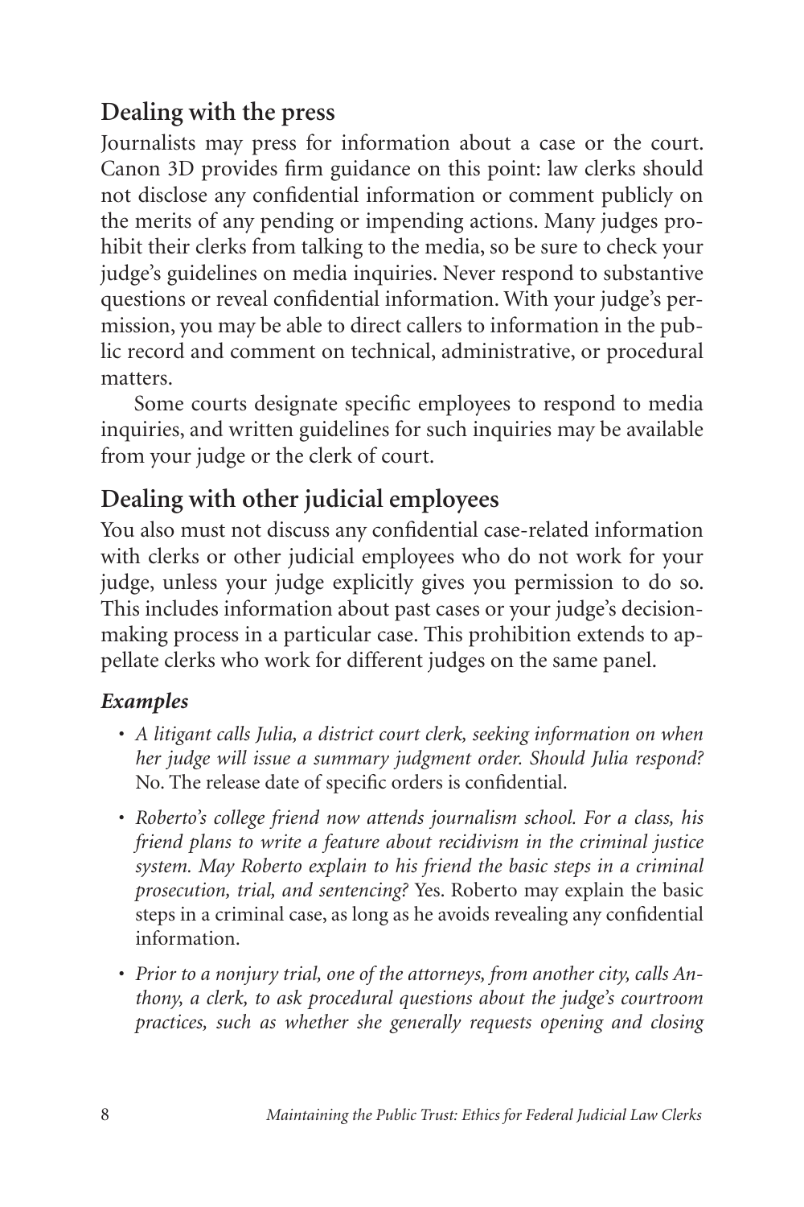## Dealing with the press

Journalists may press for information about a case or the court. Canon 3D provides firm guidance on this point: law clerks should not disclose any confidential information or comment publicly on the merits of any pending or impending actions. Many judges prohibit their clerks from talking to the media, so be sure to check your judge's guidelines on media inquiries. Never respond to substantive questions or reveal confidential information. With your judge's permission, you may be able to direct callers to information in the public record and comment on technical, administrative, or procedural matters.

Some courts designate specific employees to respond to media inquiries, and written guidelines for such inquiries may be available from your judge or the clerk of court.

## Dealing with other judicial employees

You also must not discuss any confidential case-related information with clerks or other judicial employees who do not work for your judge, unless your judge explicitly gives you permission to do so. This includes information about past cases or your judge's decision-making process in a particular case. This prohibition extends to appellate clerks who work for different judges on the same panel.

### *Examples*

- *A litigant calls Julia, a district court clerk, seeking information on when her judge will issue a summary judgment order. Should Julia respond?* No. The release date of specific orders is confidential.
- *Roberto's college friend now attends journalism school. For a class, his friend plans to write a feature about recidivism in the criminal justice system. May Roberto explain to his friend the basic steps in a criminal prosecution, trial, and sentencing?* Yes. Roberto may explain the basic steps in a criminal case, as long as he avoids revealing any confidential information.
- *Prior to a nonjury trial, one of the attorneys, from another city, calls Anthony, a clerk, to ask procedural questions about the judge's courtroom practices, such as whether she generally requests opening and closing*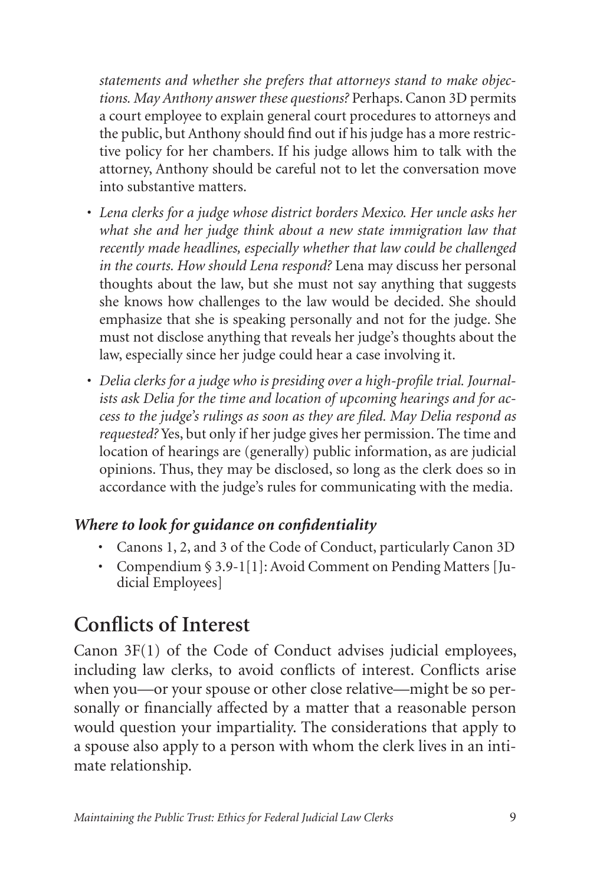*statements and whether she prefers that attorneys stand to make objections. May Anthony answer these questions?* Perhaps. Canon 3D permits a court employee to explain general court procedures to attorneys and the public, but Anthony should find out if his judge has a more restrictive policy for her chambers. If his judge allows him to talk with the attorney, Anthony should be careful not to let the conversation move into substantive matters.

- *Lena clerks for a judge whose district borders Mexico. Her uncle asks her what she and her judge think about a new state immigration law that recently made headlines, especially whether that law could be challenged in the courts. How should Lena respond?* Lena may discuss her personal thoughts about the law, but she must not say anything that suggests she knows how challenges to the law would be decided. She should emphasize that she is speaking personally and not for the judge. She must not disclose anything that reveals her judge's thoughts about the law, especially since her judge could hear a case involving it.
- *Delia clerks for a judge who is presiding over a high-profile trial. Journalists ask Delia for the time and location of upcoming hearings and for access to the judge's rulings as soon as they are filed. May Delia respond as requested?* Yes, but only if her judge gives her permission. The time and location of hearings are (generally) public information, as are judicial opinions. Thus, they may be disclosed, so long as the clerk does so in accordance with the judge's rules for communicating with the media.

### *Where to look for guidance on confidentiality*

- Canons 1, 2, and 3 of the Code of Conduct, particularly Canon 3D
- Compendium § 3.9-1[1]: Avoid Comment on Pending Matters [Judicial Employees]

## Conflicts of Interest

Canon 3F(1) of the Code of Conduct advises judicial employees, including law clerks, to avoid conflicts of interest. Conflicts arise when you—or your spouse or other close relative—might be so personally or financially affected by a matter that a reasonable person would question your impartiality. The considerations that apply to a spouse also apply to a person with whom the clerk lives in an intimate relationship.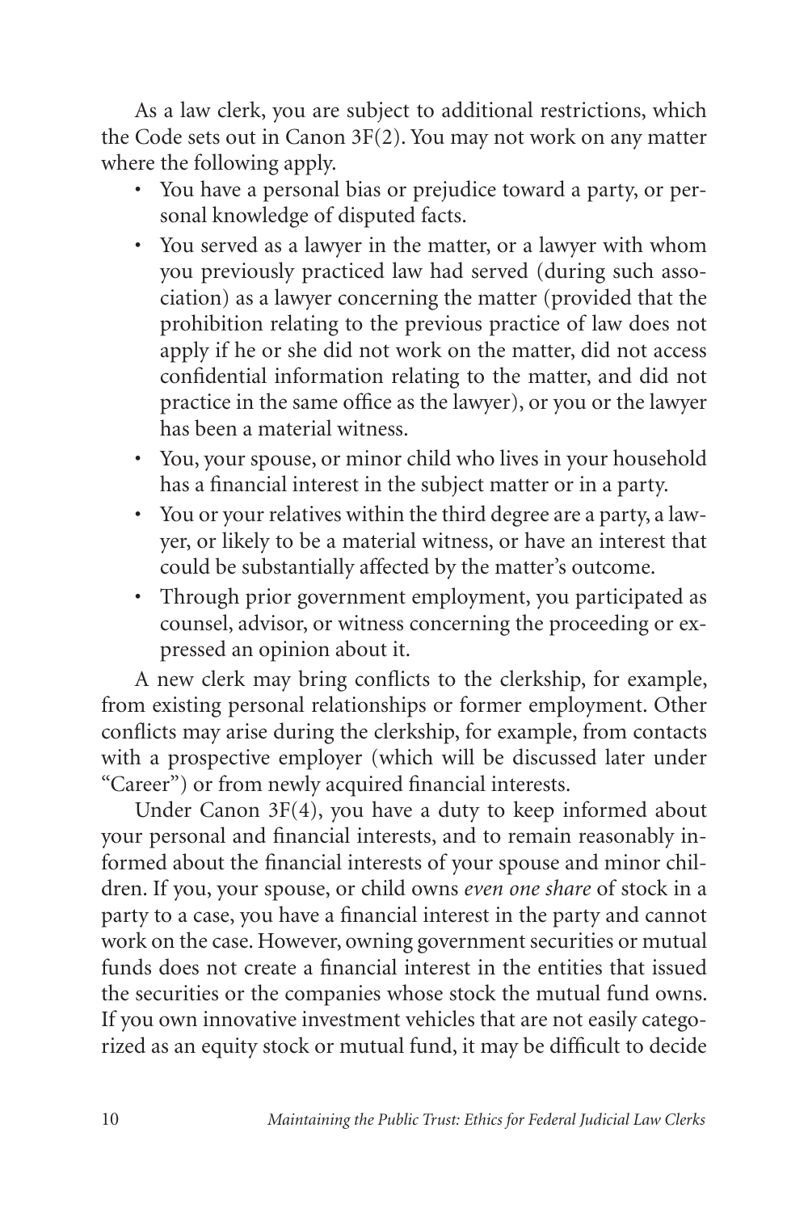As a law clerk, you are subject to additional restrictions, which the Code sets out in Canon 3F(2). You may not work on any matter where the following apply.

- You have a personal bias or prejudice toward a party, or personal knowledge of disputed facts.
- You served as a lawyer in the matter, or a lawyer with whom you previously practiced law had served (during such association) as a lawyer concerning the matter (provided that the prohibition relating to the previous practice of law does not apply if he or she did not work on the matter, did not access confidential information relating to the matter, and did not practice in the same office as the lawyer), or you or the lawyer has been a material witness.
- You, your spouse, or minor child who lives in your household has a financial interest in the subject matter or in a party.
- You or your relatives within the third degree are a party, a lawyer, or likely to be a material witness, or have an interest that could be substantially affected by the matter's outcome.
- Through prior government employment, you participated as counsel, advisor, or witness concerning the proceeding or expressed an opinion about it.

A new clerk may bring conflicts to the clerkship, for example, from existing personal relationships or former employment. Other conflicts may arise during the clerkship, for example, from contacts with a prospective employer (which will be discussed later under "Career") or from newly acquired financial interests.

Under Canon 3F(4), you have a duty to keep informed about your personal and financial interests, and to remain reasonably informed about the financial interests of your spouse and minor children. If you, your spouse, or child owns *even one share* of stock in a party to a case, you have a financial interest in the party and cannot work on the case. However, owning government securities or mutual funds does not create a financial interest in the entities that issued the securities or the companies whose stock the mutual fund owns. If you own innovative investment vehicles that are not easily categorized as an equity stock or mutual fund, it may be difficult to decide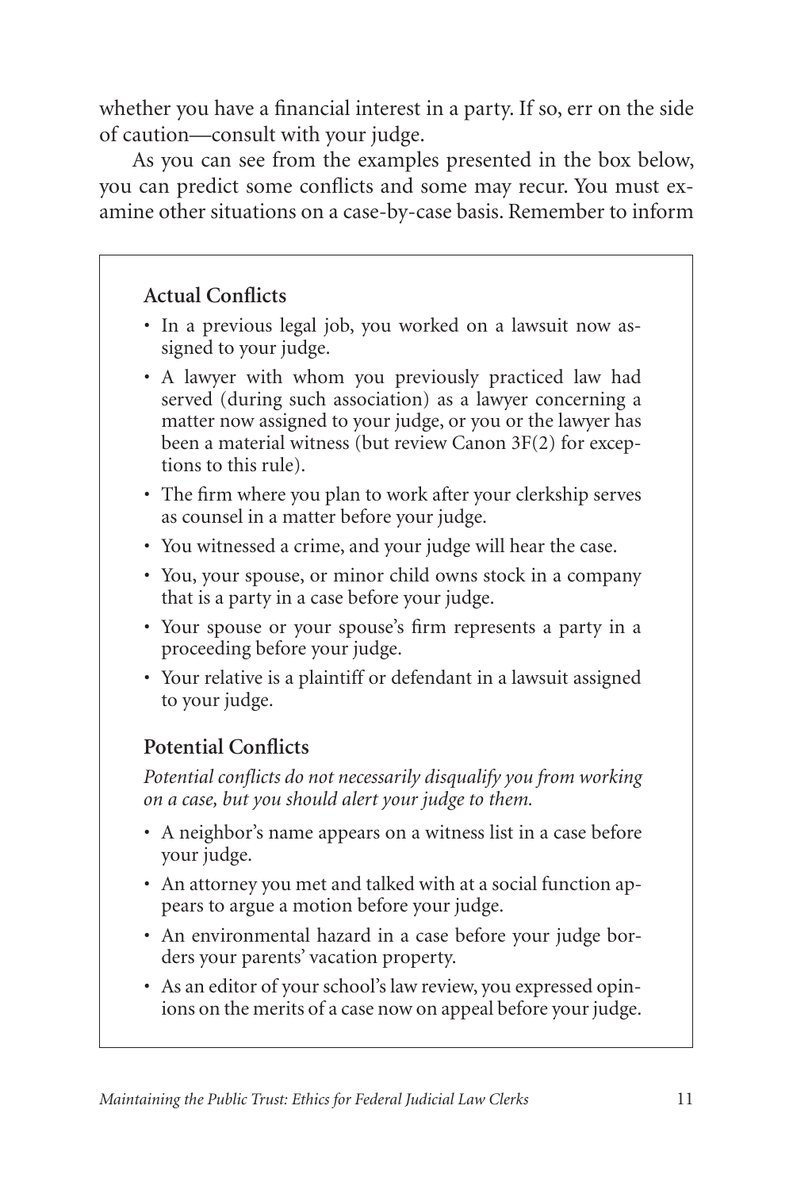whether you have a financial interest in a party. If so, err on the side of caution—consult with your judge.

As you can see from the examples presented in the box below, you can predict some conflicts and some may recur. You must examine other situations on a case-by-case basis. Remember to inform

**Actual Conflicts**

- In a previous legal job, you worked on a lawsuit now assigned to your judge.
- A lawyer with whom you previously practiced law had served (during such association) as a lawyer concerning a matter now assigned to your judge, or you or the lawyer has been a material witness (but review Canon 3F(2) for exceptions to this rule).
- The firm where you plan to work after your clerkship serves as counsel in a matter before your judge.
- You witnessed a crime, and your judge will hear the case.
- You, your spouse, or minor child owns stock in a company that is a party in a case before your judge.
- Your spouse or your spouse's firm represents a party in a proceeding before your judge.
- Your relative is a plaintiff or defendant in a lawsuit assigned to your judge.

**Potential Conflicts**

*Potential conflicts do not necessarily disqualify you from working on a case, but you should alert your judge to them.*

- A neighbor's name appears on a witness list in a case before your judge.
- An attorney you met and talked with at a social function appears to argue a motion before your judge.
- An environmental hazard in a case before your judge borders your parents' vacation property.
- As an editor of your school's law review, you expressed opinions on the merits of a case now on appeal before your judge.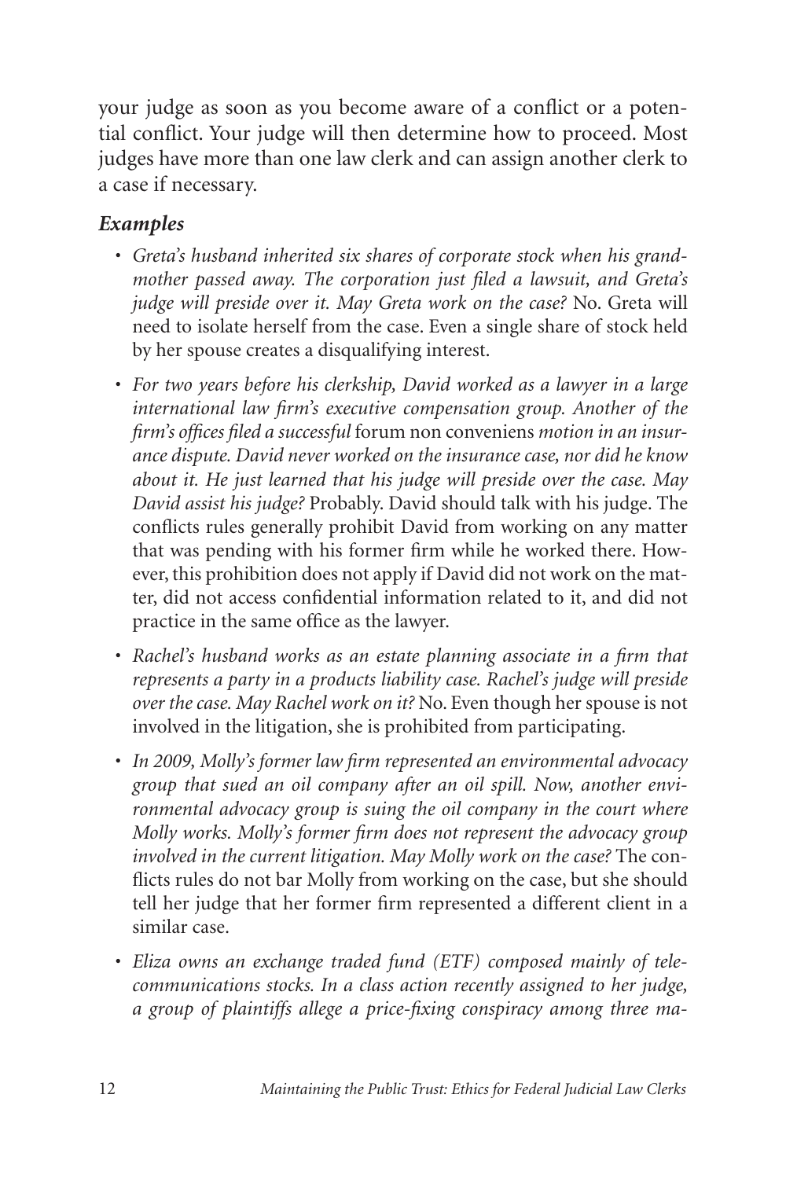your judge as soon as you become aware of a conflict or a potential conflict. Your judge will then determine how to proceed. Most judges have more than one law clerk and can assign another clerk to a case if necessary.

### *Examples*

- *Greta's husband inherited six shares of corporate stock when his grandmother passed away. The corporation just filed a lawsuit, and Greta's judge will preside over it. May Greta work on the case?* No. Greta will need to isolate herself from the case. Even a single share of stock held by her spouse creates a disqualifying interest.

- *For two years before his clerkship, David worked as a lawyer in a large international law firm's executive compensation group. Another of the firm's offices filed a successful* forum non conveniens *motion in an insurance dispute. David never worked on the insurance case, nor did he know about it. He just learned that his judge will preside over the case. May David assist his judge?* Probably. David should talk with his judge. The conflicts rules generally prohibit David from working on any matter that was pending with his former firm while he worked there. However, this prohibition does not apply if David did not work on the matter, did not access confidential information related to it, and did not practice in the same office as the lawyer.

- *Rachel's husband works as an estate planning associate in a firm that represents a party in a products liability case. Rachel's judge will preside over the case. May Rachel work on it?* No. Even though her spouse is not involved in the litigation, she is prohibited from participating.

- *In 2009, Molly's former law firm represented an environmental advocacy group that sued an oil company after an oil spill. Now, another environmental advocacy group is suing the oil company in the court where Molly works. Molly's former firm does not represent the advocacy group involved in the current litigation. May Molly work on the case?* The conflicts rules do not bar Molly from working on the case, but she should tell her judge that her former firm represented a different client in a similar case.

- *Eliza owns an exchange traded fund (ETF) composed mainly of telecommunications stocks. In a class action recently assigned to her judge, a group of plaintiffs allege a price-fixing conspiracy among three ma-*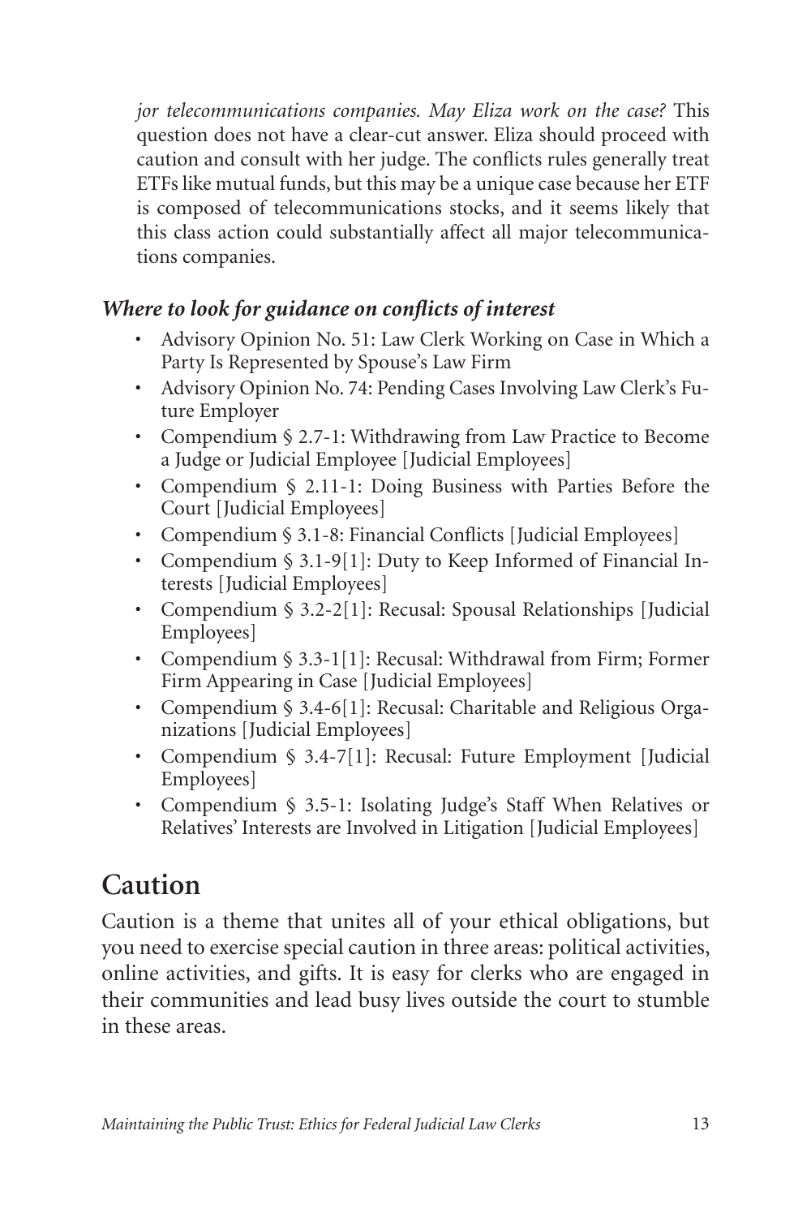*jor telecommunications companies. May Eliza work on the case?* This question does not have a clear-cut answer. Eliza should proceed with caution and consult with her judge. The conflicts rules generally treat ETFs like mutual funds, but this may be a unique case because her ETF is composed of telecommunications stocks, and it seems likely that this class action could substantially affect all major telecommunications companies.

### *Where to look for guidance on conflicts of interest*

- Advisory Opinion No. 51: Law Clerk Working on Case in Which a Party Is Represented by Spouse's Law Firm
- Advisory Opinion No. 74: Pending Cases Involving Law Clerk's Future Employer
- Compendium § 2.7-1: Withdrawing from Law Practice to Become a Judge or Judicial Employee [Judicial Employees]
- Compendium § 2.11-1: Doing Business with Parties Before the Court [Judicial Employees]
- Compendium § 3.1-8: Financial Conflicts [Judicial Employees]
- Compendium § 3.1-9[1]: Duty to Keep Informed of Financial Interests [Judicial Employees]
- Compendium § 3.2-2[1]: Recusal: Spousal Relationships [Judicial Employees]
- Compendium § 3.3-1[1]: Recusal: Withdrawal from Firm; Former Firm Appearing in Case [Judicial Employees]
- Compendium § 3.4-6[1]: Recusal: Charitable and Religious Organizations [Judicial Employees]
- Compendium § 3.4-7[1]: Recusal: Future Employment [Judicial Employees]
- Compendium § 3.5-1: Isolating Judge's Staff When Relatives or Relatives' Interests are Involved in Litigation [Judicial Employees]

## Caution

Caution is a theme that unites all of your ethical obligations, but you need to exercise special caution in three areas: political activities, online activities, and gifts. It is easy for clerks who are engaged in their communities and lead busy lives outside the court to stumble in these areas.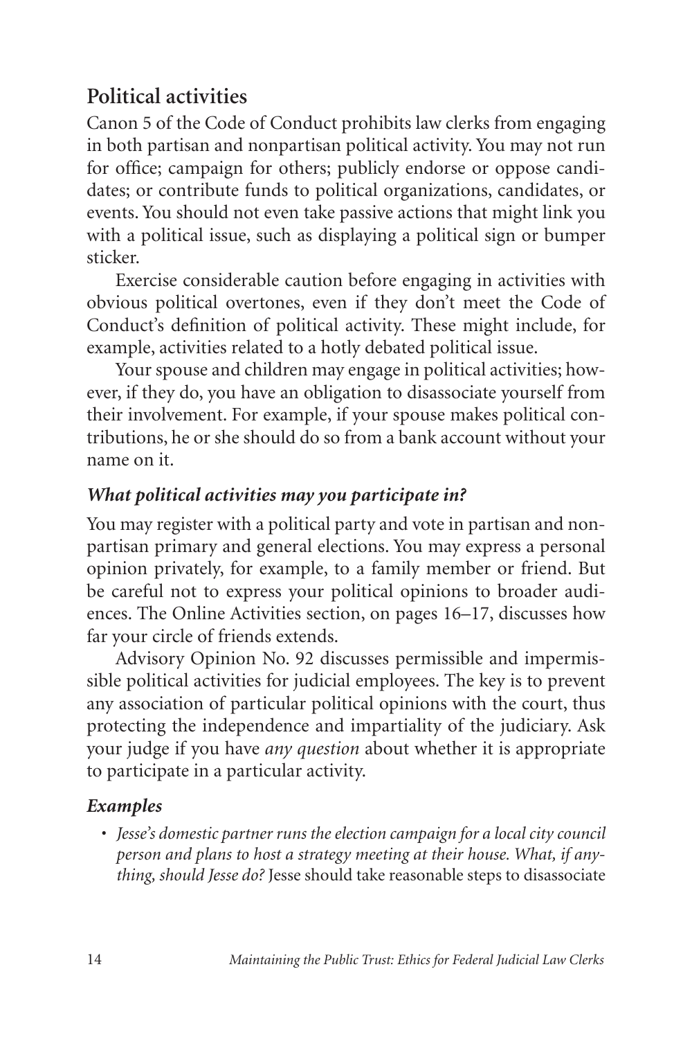## Political activities

Canon 5 of the Code of Conduct prohibits law clerks from engaging in both partisan and nonpartisan political activity. You may not run for office; campaign for others; publicly endorse or oppose candidates; or contribute funds to political organizations, candidates, or events. You should not even take passive actions that might link you with a political issue, such as displaying a political sign or bumper sticker.

Exercise considerable caution before engaging in activities with obvious political overtones, even if they don't meet the Code of Conduct's definition of political activity. These might include, for example, activities related to a hotly debated political issue.

Your spouse and children may engage in political activities; however, if they do, you have an obligation to disassociate yourself from their involvement. For example, if your spouse makes political contributions, he or she should do so from a bank account without your name on it.

### *What political activities may you participate in?*

You may register with a political party and vote in partisan and nonpartisan primary and general elections. You may express a personal opinion privately, for example, to a family member or friend. But be careful not to express your political opinions to broader audiences. The Online Activities section, on pages 16–17, discusses how far your circle of friends extends.

Advisory Opinion No. 92 discusses permissible and impermissible political activities for judicial employees. The key is to prevent any association of particular political opinions with the court, thus protecting the independence and impartiality of the judiciary. Ask your judge if you have *any question* about whether it is appropriate to participate in a particular activity.

### *Examples*

- *Jesse's domestic partner runs the election campaign for a local city council person and plans to host a strategy meeting at their house. What, if anything, should Jesse do?* Jesse should take reasonable steps to disassociate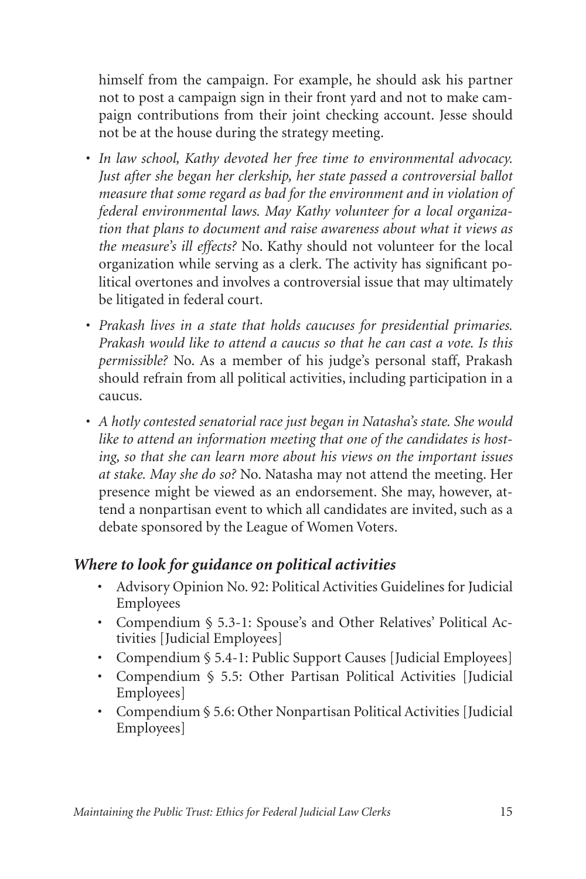himself from the campaign. For example, he should ask his partner not to post a campaign sign in their front yard and not to make campaign contributions from their joint checking account. Jesse should not be at the house during the strategy meeting.

- *In law school, Kathy devoted her free time to environmental advocacy. Just after she began her clerkship, her state passed a controversial ballot measure that some regard as bad for the environment and in violation of federal environmental laws. May Kathy volunteer for a local organization that plans to document and raise awareness about what it views as the measure's ill effects?* No. Kathy should not volunteer for the local organization while serving as a clerk. The activity has significant political overtones and involves a controversial issue that may ultimately be litigated in federal court.
- *Prakash lives in a state that holds caucuses for presidential primaries. Prakash would like to attend a caucus so that he can cast a vote. Is this permissible?* No. As a member of his judge's personal staff, Prakash should refrain from all political activities, including participation in a caucus.
- *A hotly contested senatorial race just began in Natasha's state. She would like to attend an information meeting that one of the candidates is hosting, so that she can learn more about his views on the important issues at stake. May she do so?* No. Natasha may not attend the meeting. Her presence might be viewed as an endorsement. She may, however, attend a nonpartisan event to which all candidates are invited, such as a debate sponsored by the League of Women Voters.

### *Where to look for guidance on political activities*

- Advisory Opinion No. 92: Political Activities Guidelines for Judicial Employees
- Compendium § 5.3-1: Spouse's and Other Relatives' Political Activities [Judicial Employees]
- Compendium § 5.4-1: Public Support Causes [Judicial Employees]
- Compendium § 5.5: Other Partisan Political Activities [Judicial Employees]
- Compendium § 5.6: Other Nonpartisan Political Activities [Judicial Employees]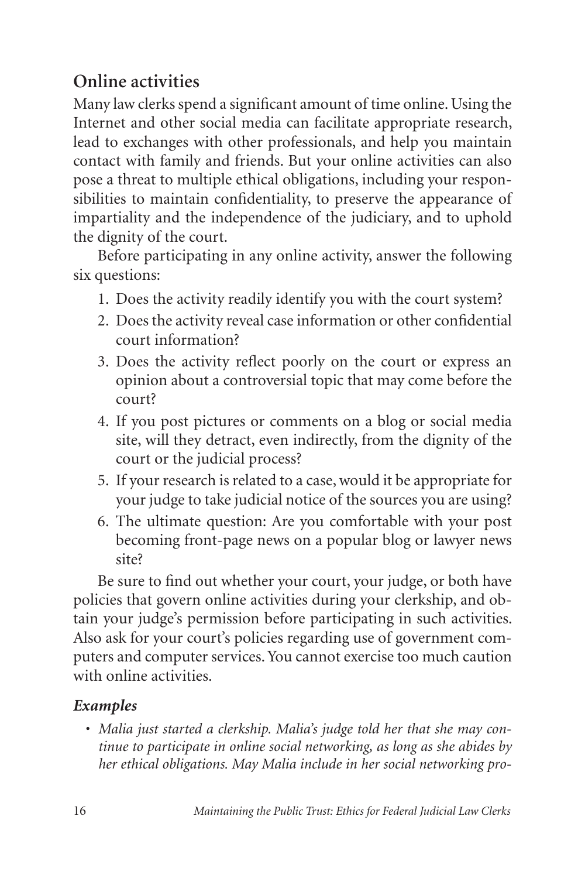## Online activities

Many law clerks spend a significant amount of time online. Using the Internet and other social media can facilitate appropriate research, lead to exchanges with other professionals, and help you maintain contact with family and friends. But your online activities can also pose a threat to multiple ethical obligations, including your responsibilities to maintain confidentiality, to preserve the appearance of impartiality and the independence of the judiciary, and to uphold the dignity of the court.

Before participating in any online activity, answer the following six questions:

1. Does the activity readily identify you with the court system?
2. Does the activity reveal case information or other confidential court information?
3. Does the activity reflect poorly on the court or express an opinion about a controversial topic that may come before the court?
4. If you post pictures or comments on a blog or social media site, will they detract, even indirectly, from the dignity of the court or the judicial process?
5. If your research is related to a case, would it be appropriate for your judge to take judicial notice of the sources you are using?
6. The ultimate question: Are you comfortable with your post becoming front-page news on a popular blog or lawyer news site?

Be sure to find out whether your court, your judge, or both have policies that govern online activities during your clerkship, and obtain your judge's permission before participating in such activities. Also ask for your court's policies regarding use of government computers and computer services. You cannot exercise too much caution with online activities.

### *Examples*

- *Malia just started a clerkship. Malia's judge told her that she may continue to participate in online social networking, as long as she abides by her ethical obligations. May Malia include in her social networking pro-*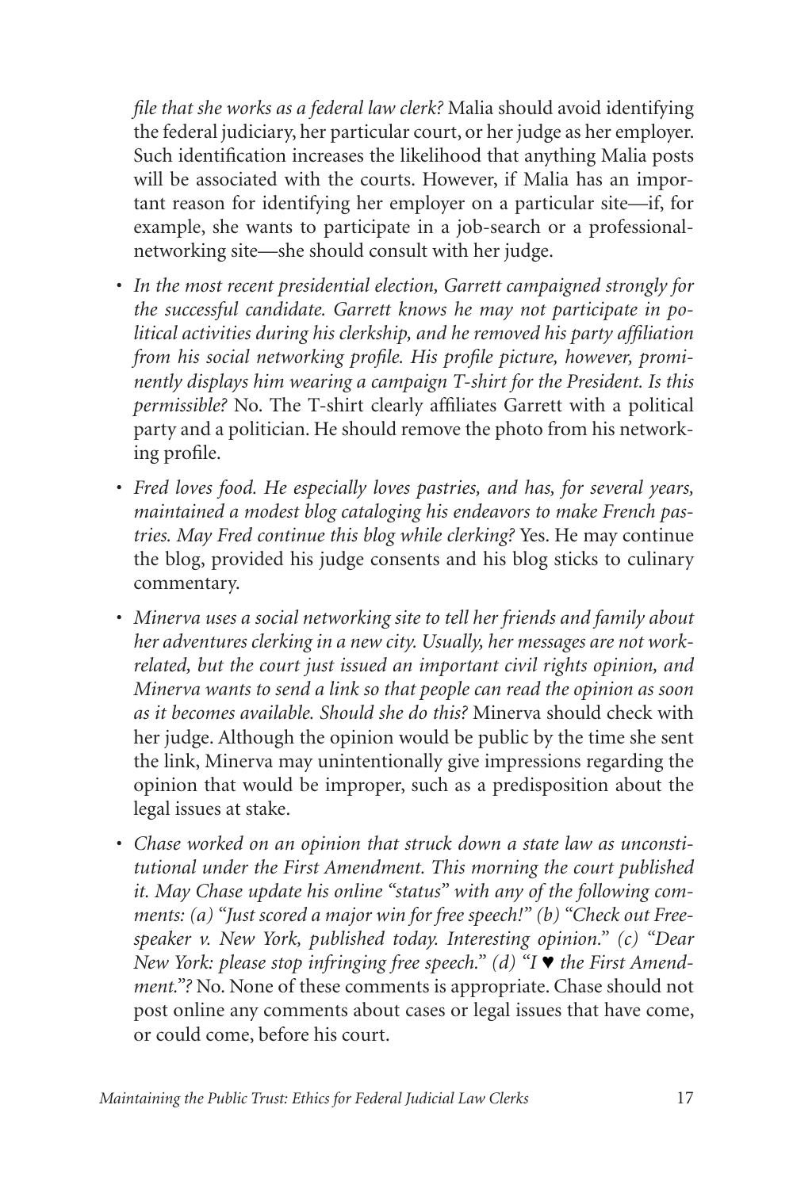*file that she works as a federal law clerk?* Malia should avoid identifying the federal judiciary, her particular court, or her judge as her employer. Such identification increases the likelihood that anything Malia posts will be associated with the courts. However, if Malia has an important reason for identifying her employer on a particular site—if, for example, she wants to participate in a job-search or a professional-networking site—she should consult with her judge.

- *In the most recent presidential election, Garrett campaigned strongly for the successful candidate. Garrett knows he may not participate in political activities during his clerkship, and he removed his party affiliation from his social networking profile. His profile picture, however, prominently displays him wearing a campaign T-shirt for the President. Is this permissible?* No. The T-shirt clearly affiliates Garrett with a political party and a politician. He should remove the photo from his networking profile.
- *Fred loves food. He especially loves pastries, and has, for several years, maintained a modest blog cataloging his endeavors to make French pastries. May Fred continue this blog while clerking?* Yes. He may continue the blog, provided his judge consents and his blog sticks to culinary commentary.
- *Minerva uses a social networking site to tell her friends and family about her adventures clerking in a new city. Usually, her messages are not work-related, but the court just issued an important civil rights opinion, and Minerva wants to send a link so that people can read the opinion as soon as it becomes available. Should she do this?* Minerva should check with her judge. Although the opinion would be public by the time she sent the link, Minerva may unintentionally give impressions regarding the opinion that would be improper, such as a predisposition about the legal issues at stake.
- *Chase worked on an opinion that struck down a state law as unconstitutional under the First Amendment. This morning the court published it. May Chase update his online "status" with any of the following comments: (a) "Just scored a major win for free speech!" (b) "Check out Freespeaker v. New York, published today. Interesting opinion." (c) "Dear New York: please stop infringing free speech." (d) "I ♥ the First Amendment."?* No. None of these comments is appropriate. Chase should not post online any comments about cases or legal issues that have come, or could come, before his court.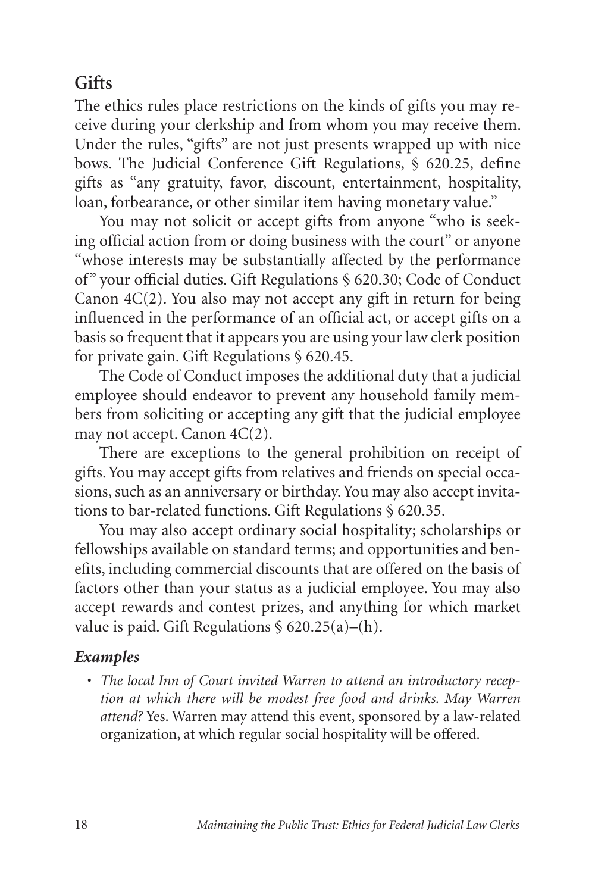## Gifts

The ethics rules place restrictions on the kinds of gifts you may receive during your clerkship and from whom you may receive them. Under the rules, "gifts" are not just presents wrapped up with nice bows. The Judicial Conference Gift Regulations, § 620.25, define gifts as "any gratuity, favor, discount, entertainment, hospitality, loan, forbearance, or other similar item having monetary value."

You may not solicit or accept gifts from anyone "who is seeking official action from or doing business with the court" or anyone "whose interests may be substantially affected by the performance of" your official duties. Gift Regulations § 620.30; Code of Conduct Canon 4C(2). You also may not accept any gift in return for being influenced in the performance of an official act, or accept gifts on a basis so frequent that it appears you are using your law clerk position for private gain. Gift Regulations § 620.45.

The Code of Conduct imposes the additional duty that a judicial employee should endeavor to prevent any household family members from soliciting or accepting any gift that the judicial employee may not accept. Canon 4C(2).

There are exceptions to the general prohibition on receipt of gifts. You may accept gifts from relatives and friends on special occasions, such as an anniversary or birthday. You may also accept invitations to bar-related functions. Gift Regulations § 620.35.

You may also accept ordinary social hospitality; scholarships or fellowships available on standard terms; and opportunities and benefits, including commercial discounts that are offered on the basis of factors other than your status as a judicial employee. You may also accept rewards and contest prizes, and anything for which market value is paid. Gift Regulations § 620.25(a)–(h).

### *Examples*

- *The local Inn of Court invited Warren to attend an introductory reception at which there will be modest free food and drinks. May Warren attend?* Yes. Warren may attend this event, sponsored by a law-related organization, at which regular social hospitality will be offered.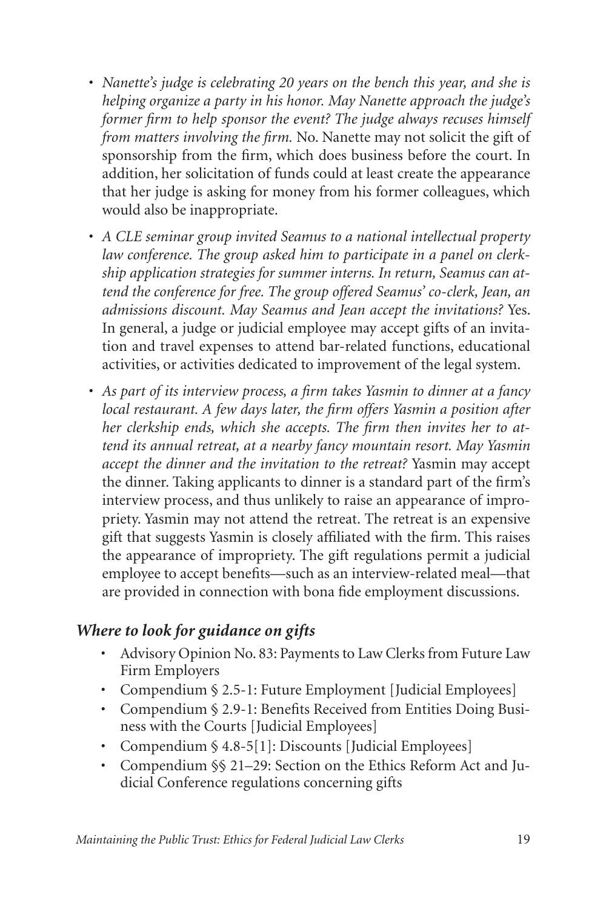- *Nanette's judge is celebrating 20 years on the bench this year, and she is helping organize a party in his honor. May Nanette approach the judge's former firm to help sponsor the event? The judge always recuses himself from matters involving the firm.* No. Nanette may not solicit the gift of sponsorship from the firm, which does business before the court. In addition, her solicitation of funds could at least create the appearance that her judge is asking for money from his former colleagues, which would also be inappropriate.
- *A CLE seminar group invited Seamus to a national intellectual property law conference. The group asked him to participate in a panel on clerkship application strategies for summer interns. In return, Seamus can attend the conference for free. The group offered Seamus' co-clerk, Jean, an admissions discount. May Seamus and Jean accept the invitations?* Yes. In general, a judge or judicial employee may accept gifts of an invitation and travel expenses to attend bar-related functions, educational activities, or activities dedicated to improvement of the legal system.
- *As part of its interview process, a firm takes Yasmin to dinner at a fancy local restaurant. A few days later, the firm offers Yasmin a position after her clerkship ends, which she accepts. The firm then invites her to attend its annual retreat, at a nearby fancy mountain resort. May Yasmin accept the dinner and the invitation to the retreat?* Yasmin may accept the dinner. Taking applicants to dinner is a standard part of the firm's interview process, and thus unlikely to raise an appearance of impropriety. Yasmin may not attend the retreat. The retreat is an expensive gift that suggests Yasmin is closely affiliated with the firm. This raises the appearance of impropriety. The gift regulations permit a judicial employee to accept benefits—such as an interview-related meal—that are provided in connection with bona fide employment discussions.

### *Where to look for guidance on gifts*

- Advisory Opinion No. 83: Payments to Law Clerks from Future Law Firm Employers
- Compendium § 2.5-1: Future Employment [Judicial Employees]
- Compendium § 2.9-1: Benefits Received from Entities Doing Business with the Courts [Judicial Employees]
- Compendium § 4.8-5[1]: Discounts [Judicial Employees]
- Compendium §§ 21–29: Section on the Ethics Reform Act and Judicial Conference regulations concerning gifts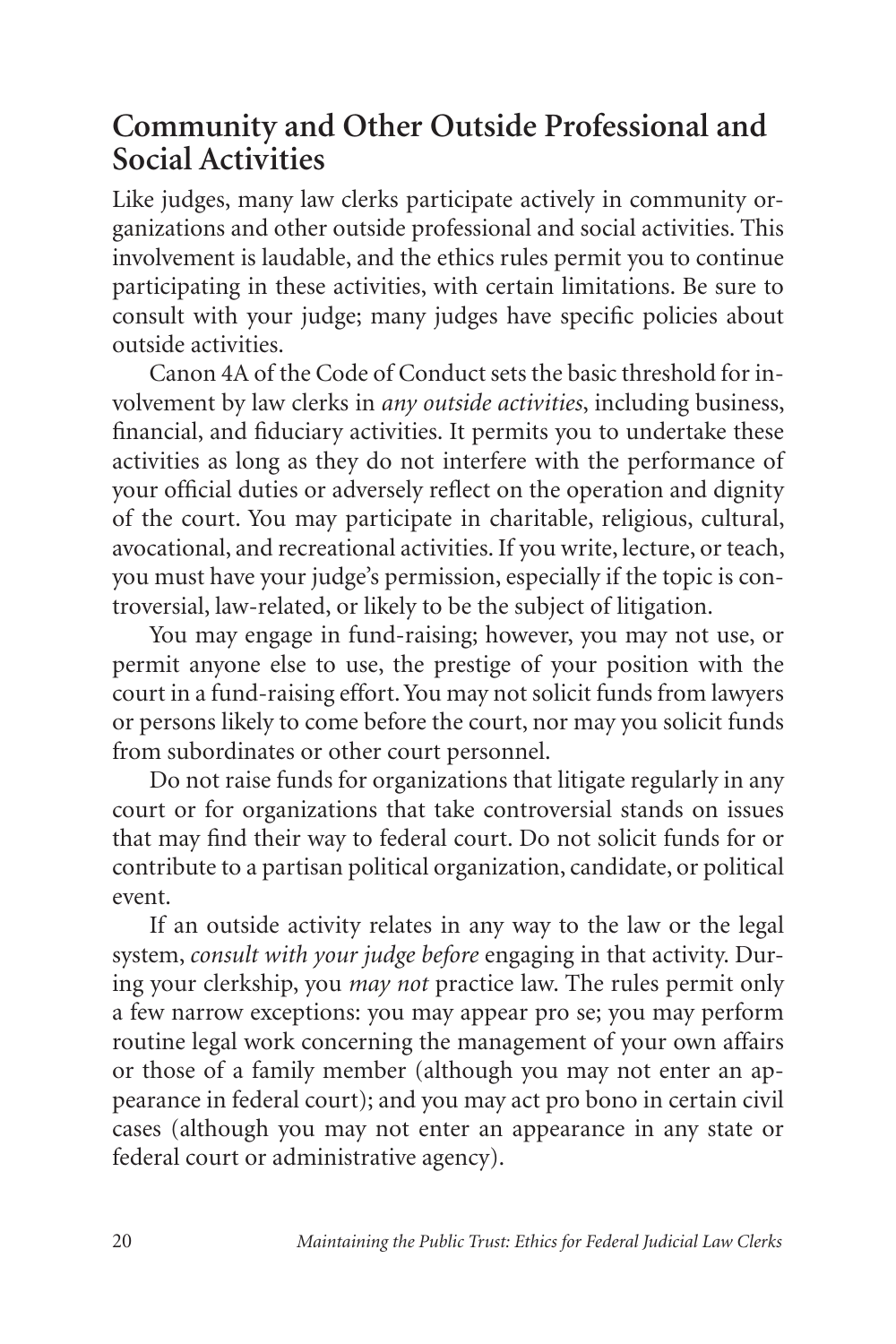## Community and Other Outside Professional and Social Activities

Like judges, many law clerks participate actively in community organizations and other outside professional and social activities. This involvement is laudable, and the ethics rules permit you to continue participating in these activities, with certain limitations. Be sure to consult with your judge; many judges have specific policies about outside activities.

Canon 4A of the Code of Conduct sets the basic threshold for involvement by law clerks in *any outside activities*, including business, financial, and fiduciary activities. It permits you to undertake these activities as long as they do not interfere with the performance of your official duties or adversely reflect on the operation and dignity of the court. You may participate in charitable, religious, cultural, avocational, and recreational activities. If you write, lecture, or teach, you must have your judge's permission, especially if the topic is controversial, law-related, or likely to be the subject of litigation.

You may engage in fund-raising; however, you may not use, or permit anyone else to use, the prestige of your position with the court in a fund-raising effort. You may not solicit funds from lawyers or persons likely to come before the court, nor may you solicit funds from subordinates or other court personnel.

Do not raise funds for organizations that litigate regularly in any court or for organizations that take controversial stands on issues that may find their way to federal court. Do not solicit funds for or contribute to a partisan political organization, candidate, or political event.

If an outside activity relates in any way to the law or the legal system, *consult with your judge before* engaging in that activity. During your clerkship, you *may not* practice law. The rules permit only a few narrow exceptions: you may appear pro se; you may perform routine legal work concerning the management of your own affairs or those of a family member (although you may not enter an appearance in federal court); and you may act pro bono in certain civil cases (although you may not enter an appearance in any state or federal court or administrative agency).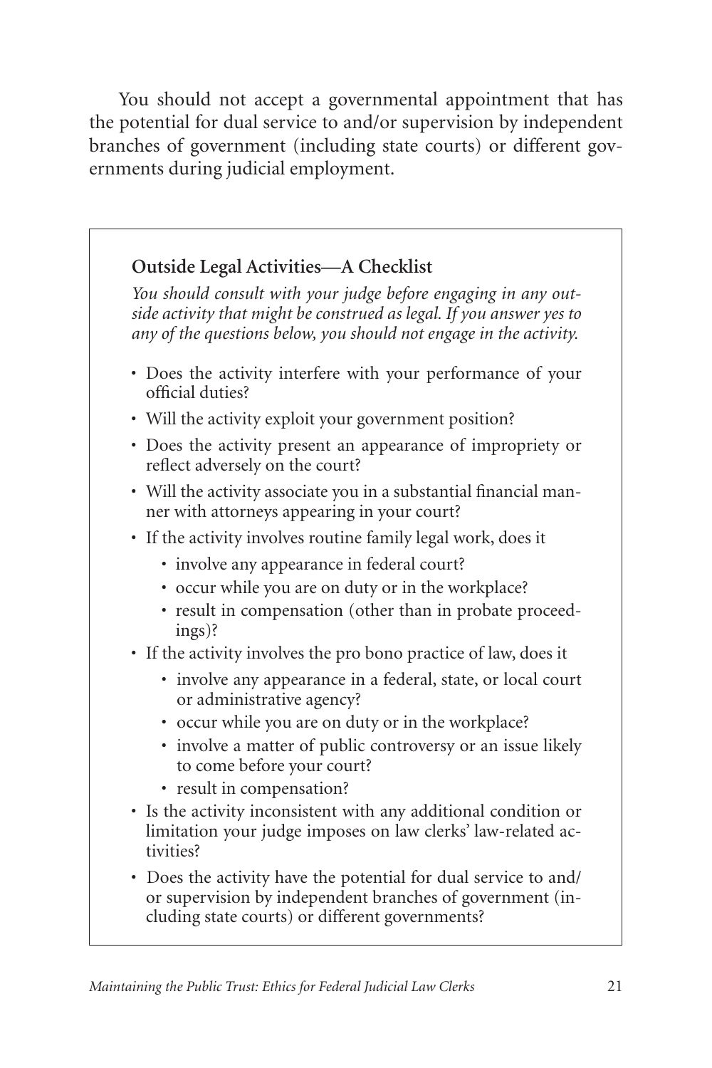You should not accept a governmental appointment that has the potential for dual service to and/or supervision by independent branches of government (including state courts) or different governments during judicial employment.

### Outside Legal Activities—A Checklist

*You should consult with your judge before engaging in any outside activity that might be construed as legal. If you answer yes to any of the questions below, you should not engage in the activity.*

- Does the activity interfere with your performance of your official duties?
- Will the activity exploit your government position?
- Does the activity present an appearance of impropriety or reflect adversely on the court?
- Will the activity associate you in a substantial financial manner with attorneys appearing in your court?
- If the activity involves routine family legal work, does it
  - involve any appearance in federal court?
  - occur while you are on duty or in the workplace?
  - result in compensation (other than in probate proceedings)?
- If the activity involves the pro bono practice of law, does it
  - involve any appearance in a federal, state, or local court or administrative agency?
  - occur while you are on duty or in the workplace?
  - involve a matter of public controversy or an issue likely to come before your court?
  - result in compensation?
- Is the activity inconsistent with any additional condition or limitation your judge imposes on law clerks' law-related activities?
- Does the activity have the potential for dual service to and/or supervision by independent branches of government (including state courts) or different governments?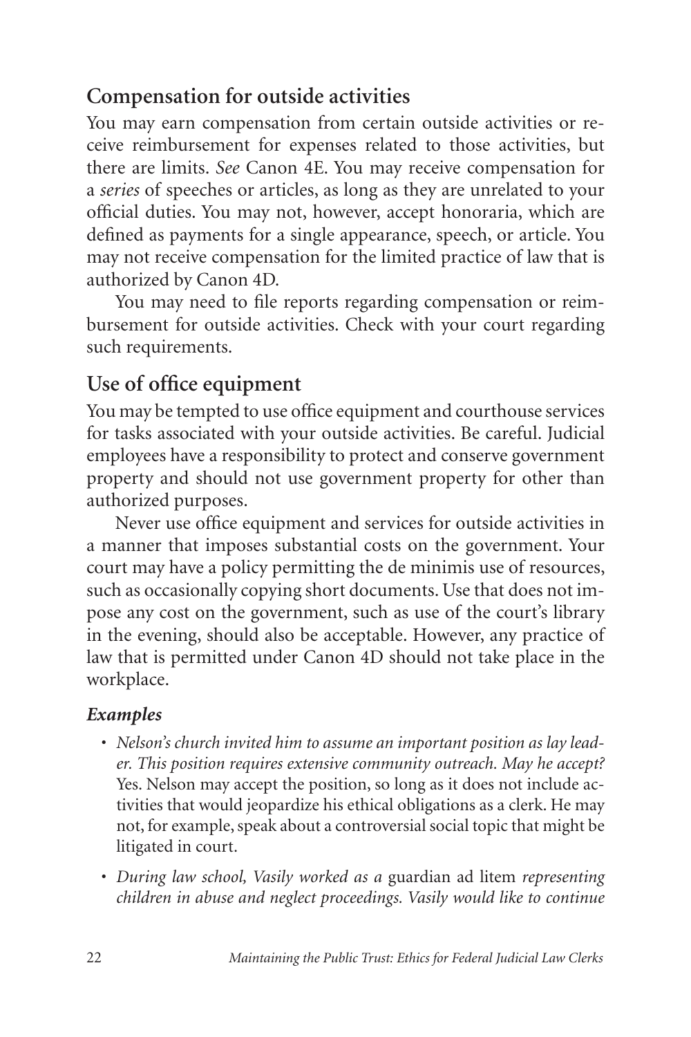## Compensation for outside activities

You may earn compensation from certain outside activities or receive reimbursement for expenses related to those activities, but there are limits. *See* Canon 4E. You may receive compensation for a *series* of speeches or articles, as long as they are unrelated to your official duties. You may not, however, accept honoraria, which are defined as payments for a single appearance, speech, or article. You may not receive compensation for the limited practice of law that is authorized by Canon 4D.

You may need to file reports regarding compensation or reimbursement for outside activities. Check with your court regarding such requirements.

## Use of office equipment

You may be tempted to use office equipment and courthouse services for tasks associated with your outside activities. Be careful. Judicial employees have a responsibility to protect and conserve government property and should not use government property for other than authorized purposes.

Never use office equipment and services for outside activities in a manner that imposes substantial costs on the government. Your court may have a policy permitting the de minimis use of resources, such as occasionally copying short documents. Use that does not impose any cost on the government, such as use of the court's library in the evening, should also be acceptable. However, any practice of law that is permitted under Canon 4D should not take place in the workplace.

### *Examples*

- *Nelson's church invited him to assume an important position as lay leader. This position requires extensive community outreach. May he accept?* Yes. Nelson may accept the position, so long as it does not include activities that would jeopardize his ethical obligations as a clerk. He may not, for example, speak about a controversial social topic that might be litigated in court.
- *During law school, Vasily worked as a* guardian ad litem *representing children in abuse and neglect proceedings. Vasily would like to continue*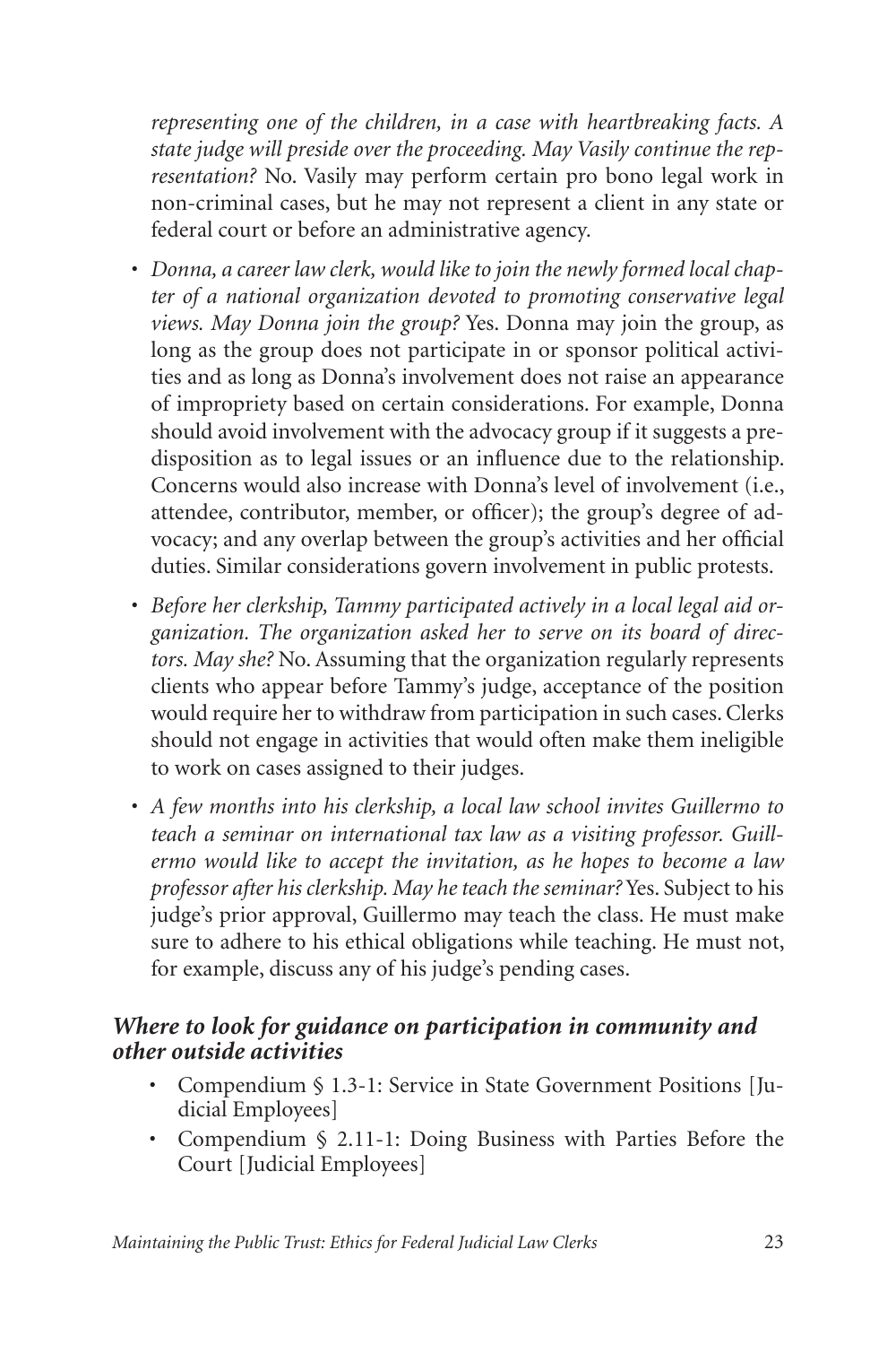*representing one of the children, in a case with heartbreaking facts. A state judge will preside over the proceeding. May Vasily continue the representation?* No. Vasily may perform certain pro bono legal work in non-criminal cases, but he may not represent a client in any state or federal court or before an administrative agency.

- *Donna, a career law clerk, would like to join the newly formed local chapter of a national organization devoted to promoting conservative legal views. May Donna join the group?* Yes. Donna may join the group, as long as the group does not participate in or sponsor political activities and as long as Donna's involvement does not raise an appearance of impropriety based on certain considerations. For example, Donna should avoid involvement with the advocacy group if it suggests a predisposition as to legal issues or an influence due to the relationship. Concerns would also increase with Donna's level of involvement (i.e., attendee, contributor, member, or officer); the group's degree of advocacy; and any overlap between the group's activities and her official duties. Similar considerations govern involvement in public protests.
- *Before her clerkship, Tammy participated actively in a local legal aid organization. The organization asked her to serve on its board of directors. May she?* No. Assuming that the organization regularly represents clients who appear before Tammy's judge, acceptance of the position would require her to withdraw from participation in such cases. Clerks should not engage in activities that would often make them ineligible to work on cases assigned to their judges.
- *A few months into his clerkship, a local law school invites Guillermo to teach a seminar on international tax law as a visiting professor. Guillermo would like to accept the invitation, as he hopes to become a law professor after his clerkship. May he teach the seminar?* Yes. Subject to his judge's prior approval, Guillermo may teach the class. He must make sure to adhere to his ethical obligations while teaching. He must not, for example, discuss any of his judge's pending cases.

### *Where to look for guidance on participation in community and other outside activities*

- Compendium § 1.3-1: Service in State Government Positions [Judicial Employees]
- Compendium § 2.11-1: Doing Business with Parties Before the Court [Judicial Employees]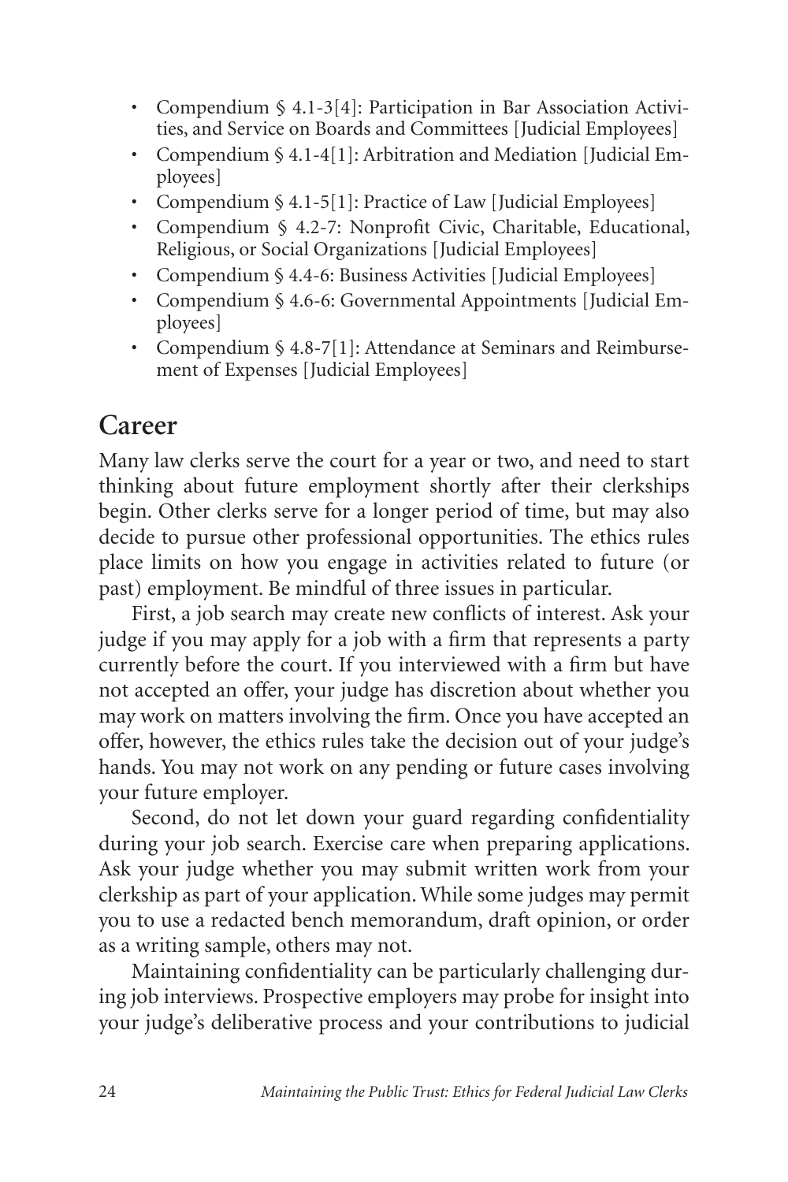- Compendium § 4.1-3[4]: Participation in Bar Association Activities, and Service on Boards and Committees [Judicial Employees]
- Compendium § 4.1-4[1]: Arbitration and Mediation [Judicial Employees]
- Compendium § 4.1-5[1]: Practice of Law [Judicial Employees]
- Compendium § 4.2-7: Nonprofit Civic, Charitable, Educational, Religious, or Social Organizations [Judicial Employees]
- Compendium § 4.4-6: Business Activities [Judicial Employees]
- Compendium § 4.6-6: Governmental Appointments [Judicial Employees]
- Compendium § 4.8-7[1]: Attendance at Seminars and Reimbursement of Expenses [Judicial Employees]

## Career

Many law clerks serve the court for a year or two, and need to start thinking about future employment shortly after their clerkships begin. Other clerks serve for a longer period of time, but may also decide to pursue other professional opportunities. The ethics rules place limits on how you engage in activities related to future (or past) employment. Be mindful of three issues in particular.

First, a job search may create new conflicts of interest. Ask your judge if you may apply for a job with a firm that represents a party currently before the court. If you interviewed with a firm but have not accepted an offer, your judge has discretion about whether you may work on matters involving the firm. Once you have accepted an offer, however, the ethics rules take the decision out of your judge's hands. You may not work on any pending or future cases involving your future employer.

Second, do not let down your guard regarding confidentiality during your job search. Exercise care when preparing applications. Ask your judge whether you may submit written work from your clerkship as part of your application. While some judges may permit you to use a redacted bench memorandum, draft opinion, or order as a writing sample, others may not.

Maintaining confidentiality can be particularly challenging during job interviews. Prospective employers may probe for insight into your judge's deliberative process and your contributions to judicial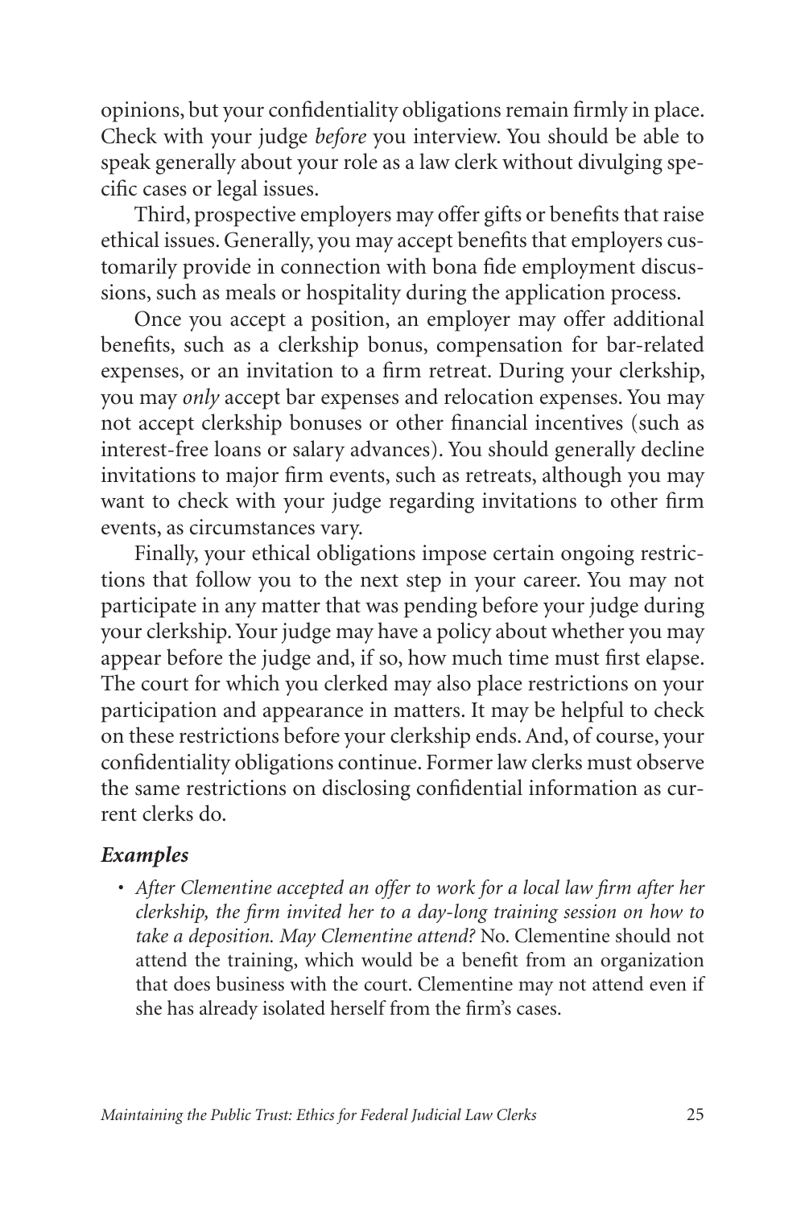opinions, but your confidentiality obligations remain firmly in place. Check with your judge *before* you interview. You should be able to speak generally about your role as a law clerk without divulging specific cases or legal issues.

Third, prospective employers may offer gifts or benefits that raise ethical issues. Generally, you may accept benefits that employers customarily provide in connection with bona fide employment discussions, such as meals or hospitality during the application process.

Once you accept a position, an employer may offer additional benefits, such as a clerkship bonus, compensation for bar-related expenses, or an invitation to a firm retreat. During your clerkship, you may *only* accept bar expenses and relocation expenses. You may not accept clerkship bonuses or other financial incentives (such as interest-free loans or salary advances). You should generally decline invitations to major firm events, such as retreats, although you may want to check with your judge regarding invitations to other firm events, as circumstances vary.

Finally, your ethical obligations impose certain ongoing restrictions that follow you to the next step in your career. You may not participate in any matter that was pending before your judge during your clerkship. Your judge may have a policy about whether you may appear before the judge and, if so, how much time must first elapse. The court for which you clerked may also place restrictions on your participation and appearance in matters. It may be helpful to check on these restrictions before your clerkship ends. And, of course, your confidentiality obligations continue. Former law clerks must observe the same restrictions on disclosing confidential information as current clerks do.

### *Examples*

- *After Clementine accepted an offer to work for a local law firm after her clerkship, the firm invited her to a day-long training session on how to take a deposition. May Clementine attend?* No. Clementine should not attend the training, which would be a benefit from an organization that does business with the court. Clementine may not attend even if she has already isolated herself from the firm's cases.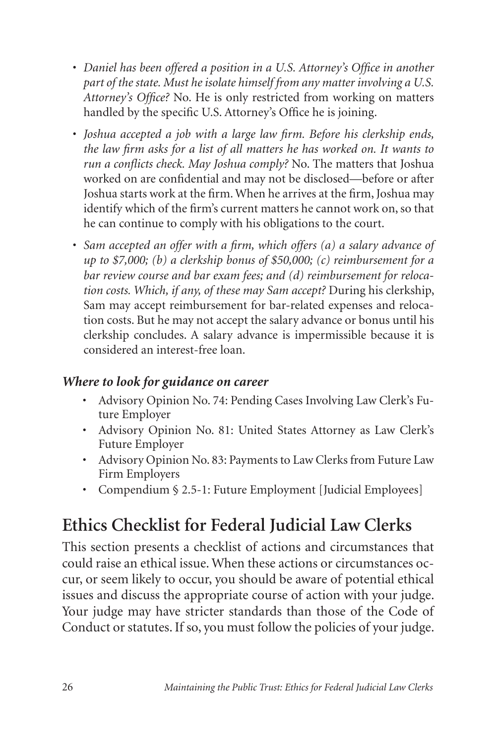- *Daniel has been offered a position in a U.S. Attorney's Office in another part of the state. Must he isolate himself from any matter involving a U.S. Attorney's Office?* No. He is only restricted from working on matters handled by the specific U.S. Attorney's Office he is joining.
- *Joshua accepted a job with a large law firm. Before his clerkship ends, the law firm asks for a list of all matters he has worked on. It wants to run a conflicts check. May Joshua comply?* No. The matters that Joshua worked on are confidential and may not be disclosed—before or after Joshua starts work at the firm. When he arrives at the firm, Joshua may identify which of the firm's current matters he cannot work on, so that he can continue to comply with his obligations to the court.
- *Sam accepted an offer with a firm, which offers (a) a salary advance of up to $7,000; (b) a clerkship bonus of $50,000; (c) reimbursement for a bar review course and bar exam fees; and (d) reimbursement for relocation costs. Which, if any, of these may Sam accept?* During his clerkship, Sam may accept reimbursement for bar-related expenses and relocation costs. But he may not accept the salary advance or bonus until his clerkship concludes. A salary advance is impermissible because it is considered an interest-free loan.

### *Where to look for guidance on career*

- Advisory Opinion No. 74: Pending Cases Involving Law Clerk's Future Employer
- Advisory Opinion No. 81: United States Attorney as Law Clerk's Future Employer
- Advisory Opinion No. 83: Payments to Law Clerks from Future Law Firm Employers
- Compendium § 2.5-1: Future Employment [Judicial Employees]

## Ethics Checklist for Federal Judicial Law Clerks

This section presents a checklist of actions and circumstances that could raise an ethical issue. When these actions or circumstances occur, or seem likely to occur, you should be aware of potential ethical issues and discuss the appropriate course of action with your judge. Your judge may have stricter standards than those of the Code of Conduct or statutes. If so, you must follow the policies of your judge.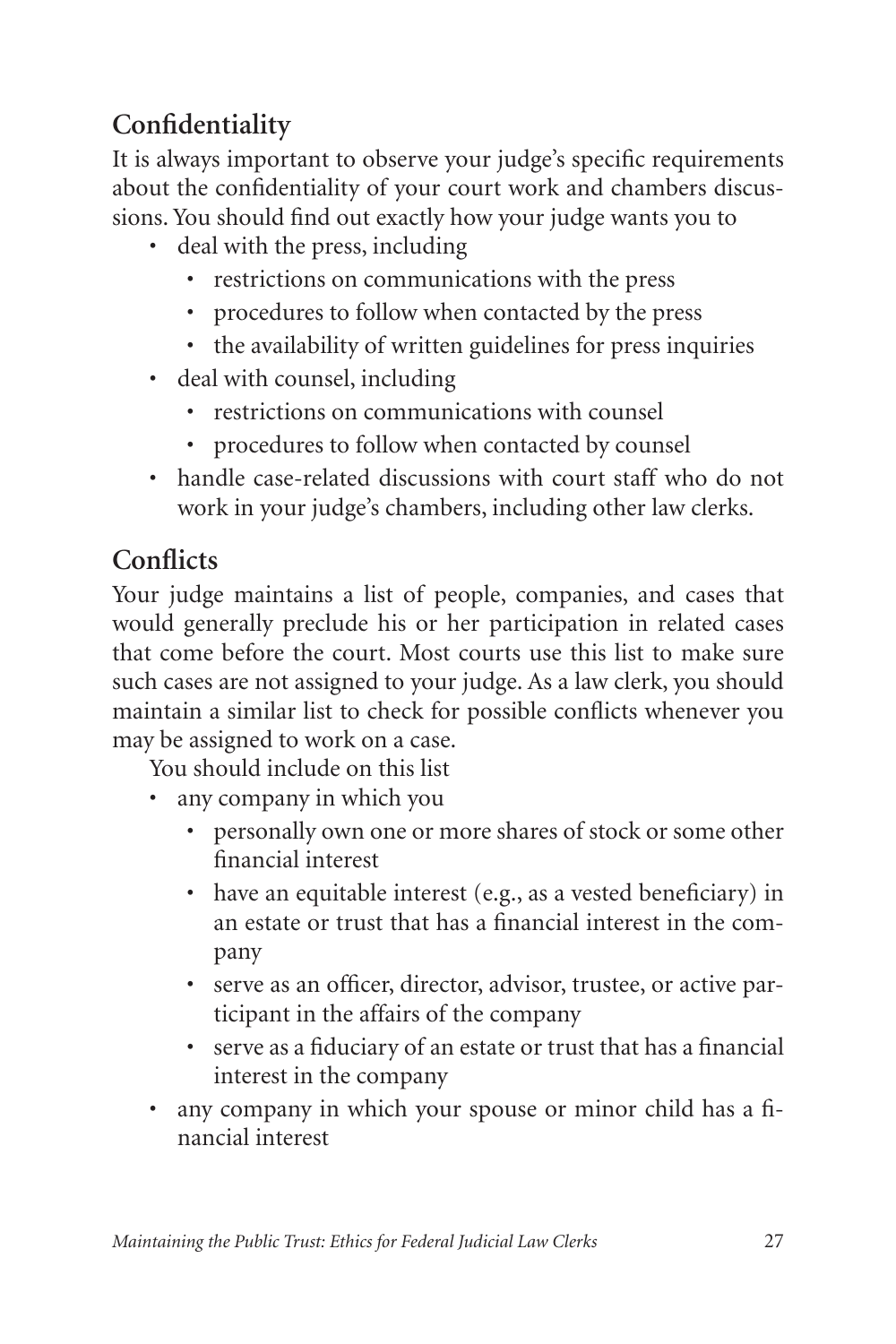## Confidentiality

It is always important to observe your judge's specific requirements about the confidentiality of your court work and chambers discussions. You should find out exactly how your judge wants you to

- deal with the press, including
  - restrictions on communications with the press
  - procedures to follow when contacted by the press
  - the availability of written guidelines for press inquiries
- deal with counsel, including
  - restrictions on communications with counsel
  - procedures to follow when contacted by counsel
- handle case-related discussions with court staff who do not work in your judge's chambers, including other law clerks.

## Conflicts

Your judge maintains a list of people, companies, and cases that would generally preclude his or her participation in related cases that come before the court. Most courts use this list to make sure such cases are not assigned to your judge. As a law clerk, you should maintain a similar list to check for possible conflicts whenever you may be assigned to work on a case.

You should include on this list

- any company in which you
  - personally own one or more shares of stock or some other financial interest
  - have an equitable interest (e.g., as a vested beneficiary) in an estate or trust that has a financial interest in the company
  - serve as an officer, director, advisor, trustee, or active participant in the affairs of the company
  - serve as a fiduciary of an estate or trust that has a financial interest in the company
- any company in which your spouse or minor child has a financial interest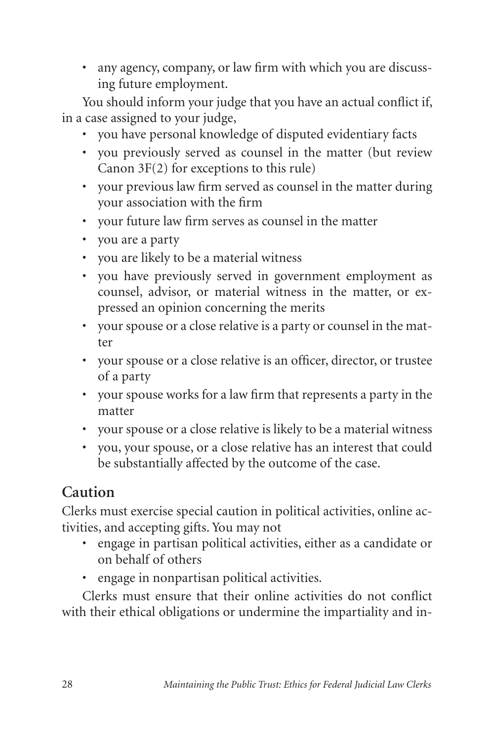- any agency, company, or law firm with which you are discussing future employment.

You should inform your judge that you have an actual conflict if, in a case assigned to your judge,

- you have personal knowledge of disputed evidentiary facts
- you previously served as counsel in the matter (but review Canon 3F(2) for exceptions to this rule)
- your previous law firm served as counsel in the matter during your association with the firm
- your future law firm serves as counsel in the matter
- you are a party
- you are likely to be a material witness
- you have previously served in government employment as counsel, advisor, or material witness in the matter, or expressed an opinion concerning the merits
- your spouse or a close relative is a party or counsel in the matter
- your spouse or a close relative is an officer, director, or trustee of a party
- your spouse works for a law firm that represents a party in the matter
- your spouse or a close relative is likely to be a material witness
- you, your spouse, or a close relative has an interest that could be substantially affected by the outcome of the case.

## Caution

Clerks must exercise special caution in political activities, online activities, and accepting gifts. You may not

- engage in partisan political activities, either as a candidate or on behalf of others
- engage in nonpartisan political activities.

Clerks must ensure that their online activities do not conflict with their ethical obligations or undermine the impartiality and in-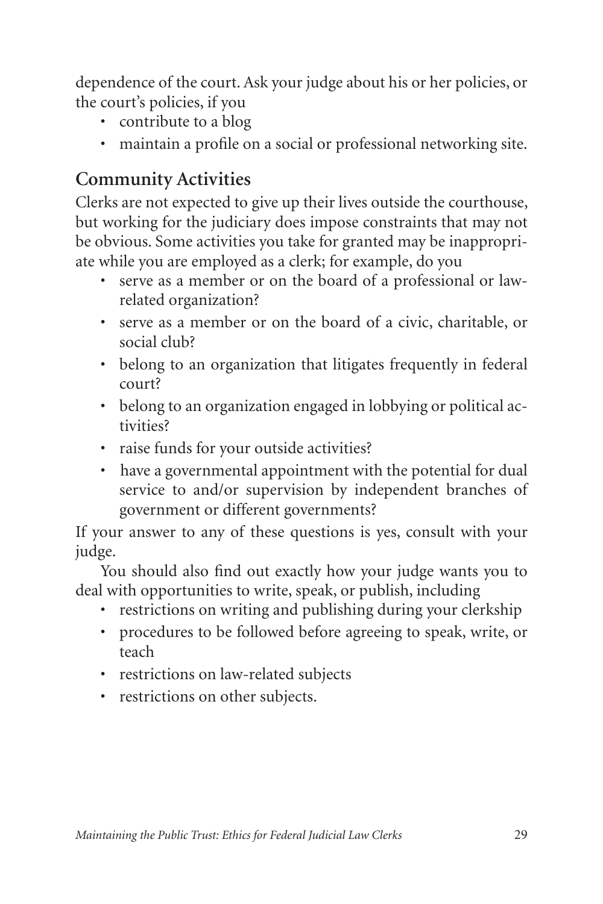dependence of the court. Ask your judge about his or her policies, or the court's policies, if you

- contribute to a blog
- maintain a profile on a social or professional networking site.

## Community Activities

Clerks are not expected to give up their lives outside the courthouse, but working for the judiciary does impose constraints that may not be obvious. Some activities you take for granted may be inappropriate while you are employed as a clerk; for example, do you

- serve as a member or on the board of a professional or law-related organization?
- serve as a member or on the board of a civic, charitable, or social club?
- belong to an organization that litigates frequently in federal court?
- belong to an organization engaged in lobbying or political activities?
- raise funds for your outside activities?
- have a governmental appointment with the potential for dual service to and/or supervision by independent branches of government or different governments?

If your answer to any of these questions is yes, consult with your judge.

You should also find out exactly how your judge wants you to deal with opportunities to write, speak, or publish, including

- restrictions on writing and publishing during your clerkship
- procedures to be followed before agreeing to speak, write, or teach
- restrictions on law-related subjects
- restrictions on other subjects.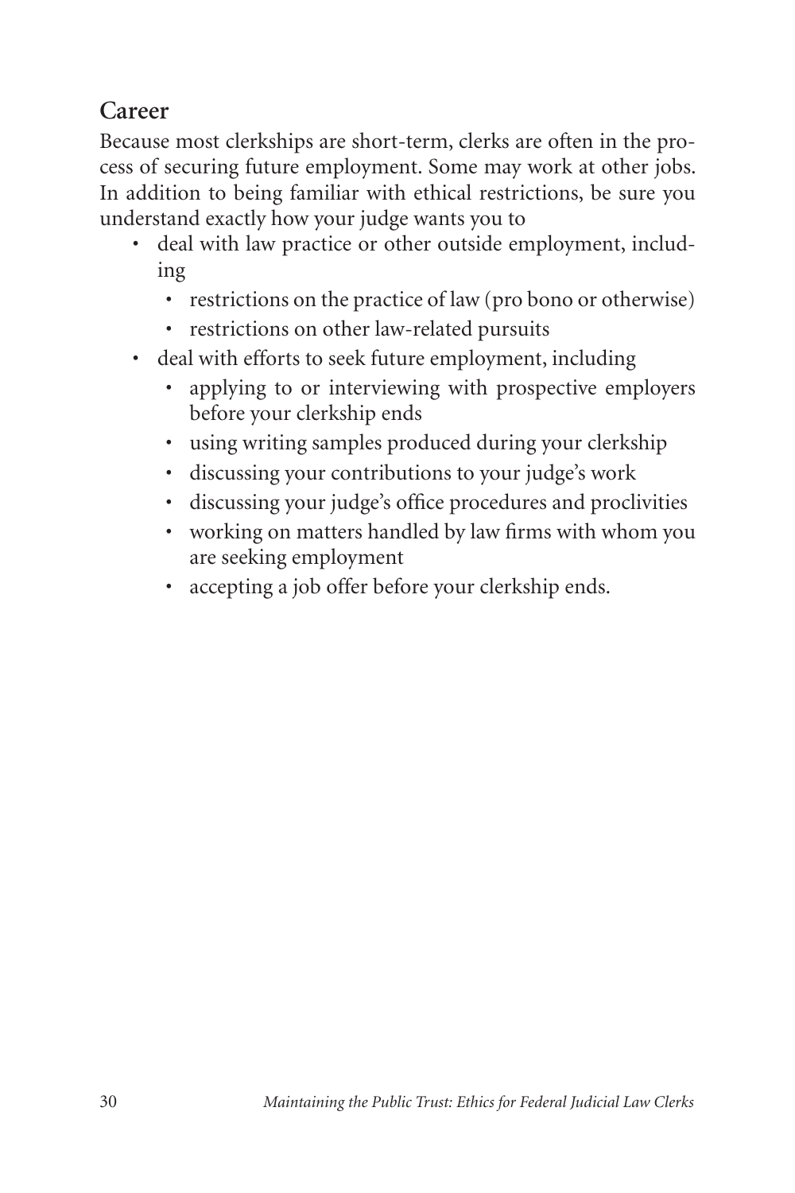## Career

Because most clerkships are short-term, clerks are often in the process of securing future employment. Some may work at other jobs. In addition to being familiar with ethical restrictions, be sure you understand exactly how your judge wants you to

- deal with law practice or other outside employment, including
  - restrictions on the practice of law (pro bono or otherwise)
  - restrictions on other law-related pursuits
- deal with efforts to seek future employment, including
  - applying to or interviewing with prospective employers before your clerkship ends
  - using writing samples produced during your clerkship
  - discussing your contributions to your judge's work
  - discussing your judge's office procedures and proclivities
  - working on matters handled by law firms with whom you are seeking employment
  - accepting a job offer before your clerkship ends.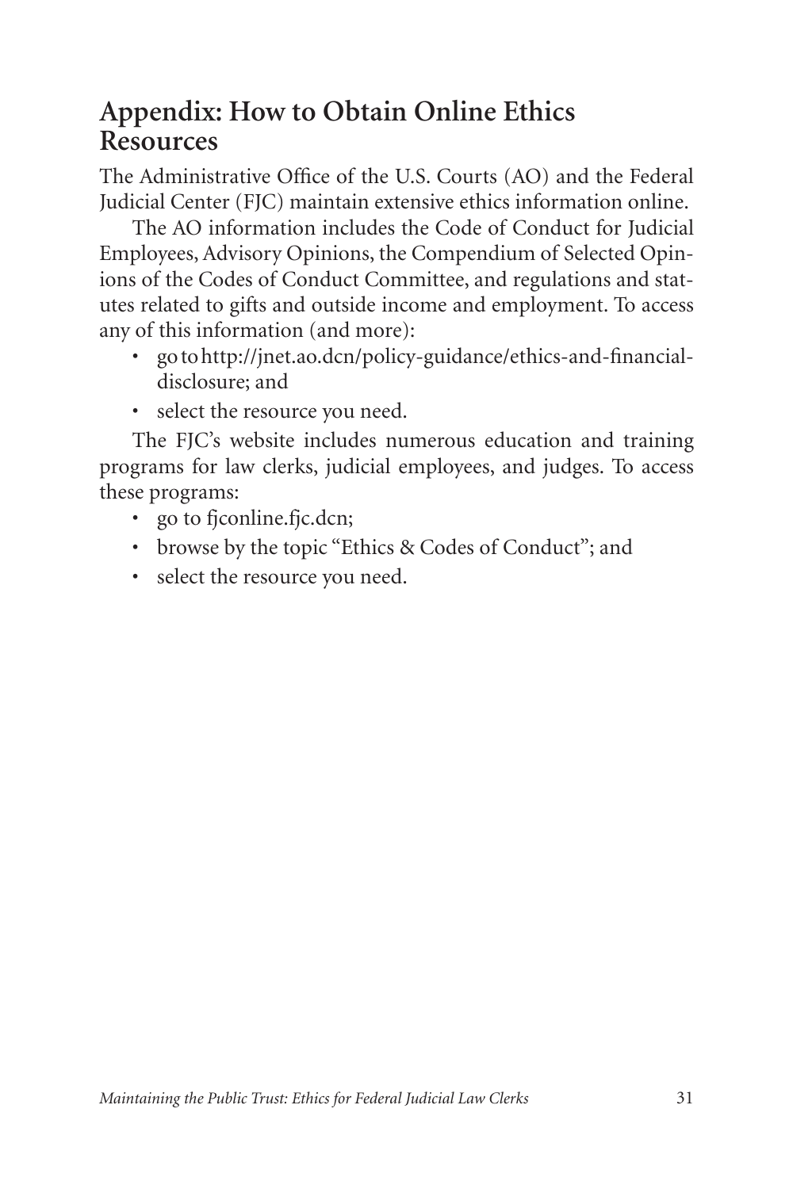## Appendix: How to Obtain Online Ethics Resources

The Administrative Office of the U.S. Courts (AO) and the Federal Judicial Center (FJC) maintain extensive ethics information online.

The AO information includes the Code of Conduct for Judicial Employees, Advisory Opinions, the Compendium of Selected Opinions of the Codes of Conduct Committee, and regulations and statutes related to gifts and outside income and employment. To access any of this information (and more):

- go to http://jnet.ao.dcn/policy-guidance/ethics-and-financial-disclosure; and
- select the resource you need.

The FJC's website includes numerous education and training programs for law clerks, judicial employees, and judges. To access these programs:

- go to fjconline.fjc.dcn;
- browse by the topic "Ethics & Codes of Conduct"; and
- select the resource you need.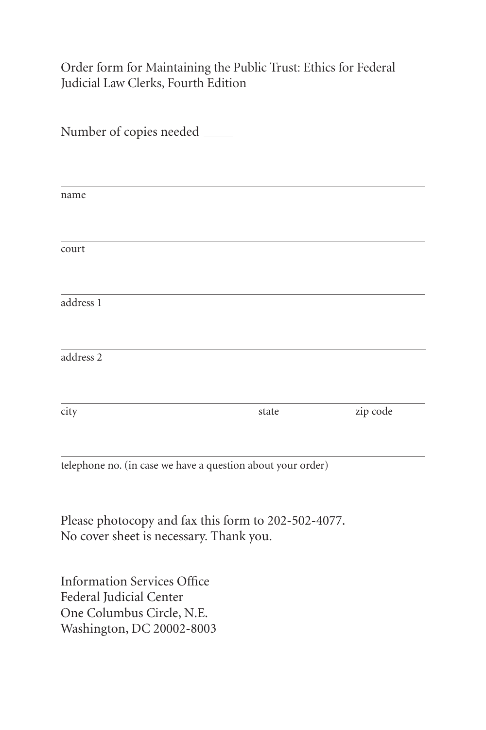Order form for Maintaining the Public Trust: Ethics for Federal Judicial Law Clerks, Fourth Edition

Number of copies needed \_\_\_\_\_

\_\_\_\_\_\_\_\_\_\_\_\_\_\_\_\_\_\_\_\_\_\_\_\_\_\_\_\_\_\_\_\_\_\_\_\_\_\_\_\_\_\_\_\_\_\_\_\_\_\_\_\_\_\_\_\_\_\_\_\_

name

\_\_\_\_\_\_\_\_\_\_\_\_\_\_\_\_\_\_\_\_\_\_\_\_\_\_\_\_\_\_\_\_\_\_\_\_\_\_\_\_\_\_\_\_\_\_\_\_\_\_\_\_\_\_\_\_\_\_\_\_

court

\_\_\_\_\_\_\_\_\_\_\_\_\_\_\_\_\_\_\_\_\_\_\_\_\_\_\_\_\_\_\_\_\_\_\_\_\_\_\_\_\_\_\_\_\_\_\_\_\_\_\_\_\_\_\_\_\_\_\_\_

address 1

\_\_\_\_\_\_\_\_\_\_\_\_\_\_\_\_\_\_\_\_\_\_\_\_\_\_\_\_\_\_\_\_\_\_\_\_\_\_\_\_\_\_\_\_\_\_\_\_\_\_\_\_\_\_\_\_\_\_\_\_

address 2

\_\_\_\_\_\_\_\_\_\_\_\_\_\_\_\_\_\_\_\_\_\_\_\_\_\_\_\_\_\_\_\_\_\_\_\_\_\_\_\_\_\_\_\_\_\_\_\_\_\_\_\_\_\_\_\_\_\_\_\_

city state zip code

\_\_\_\_\_\_\_\_\_\_\_\_\_\_\_\_\_\_\_\_\_\_\_\_\_\_\_\_\_\_\_\_\_\_\_\_\_\_\_\_\_\_\_\_\_\_\_\_\_\_\_\_\_\_\_\_\_\_\_\_

telephone no. (in case we have a question about your order)

Please photocopy and fax this form to 202-502-4077.
No cover sheet is necessary. Thank you.

Information Services Office
Federal Judicial Center
One Columbus Circle, N.E.
Washington, DC 20002-8003